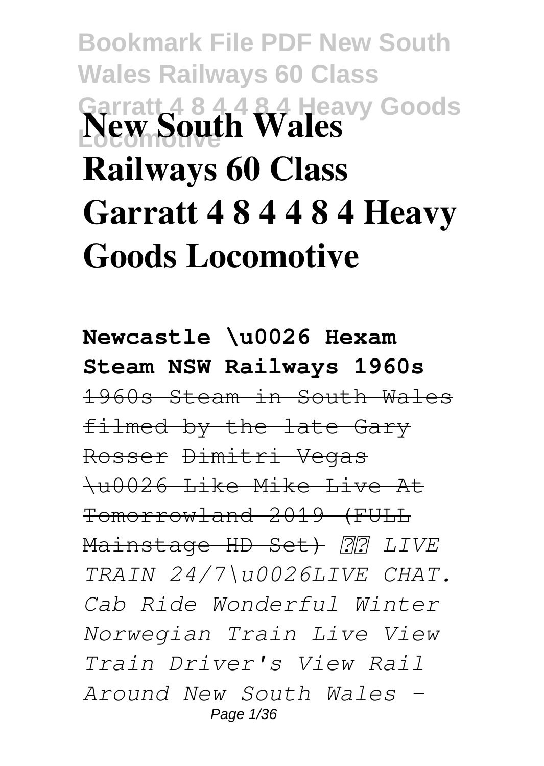# New South Wales Railways 60 Class Garratt 4 8 4 4 8 4 Heavy Goods Locomotive

**Newcastle \u0026 Hexam Steam NSW Railways 1960s**

~~1960s Steam in South Wales filmed by the late Gary Rosser~~ ~~Dimitri Vegas \u0026 Like Mike Live At Tomorrowland 2019 (FULL Mainstage HD Set)~~ *?? LIVE TRAIN 24/7\u0026LIVE CHAT. Cab Ride Wonderful Winter Norwegian Train Live View Train Driver's View Rail Around New South Wales -*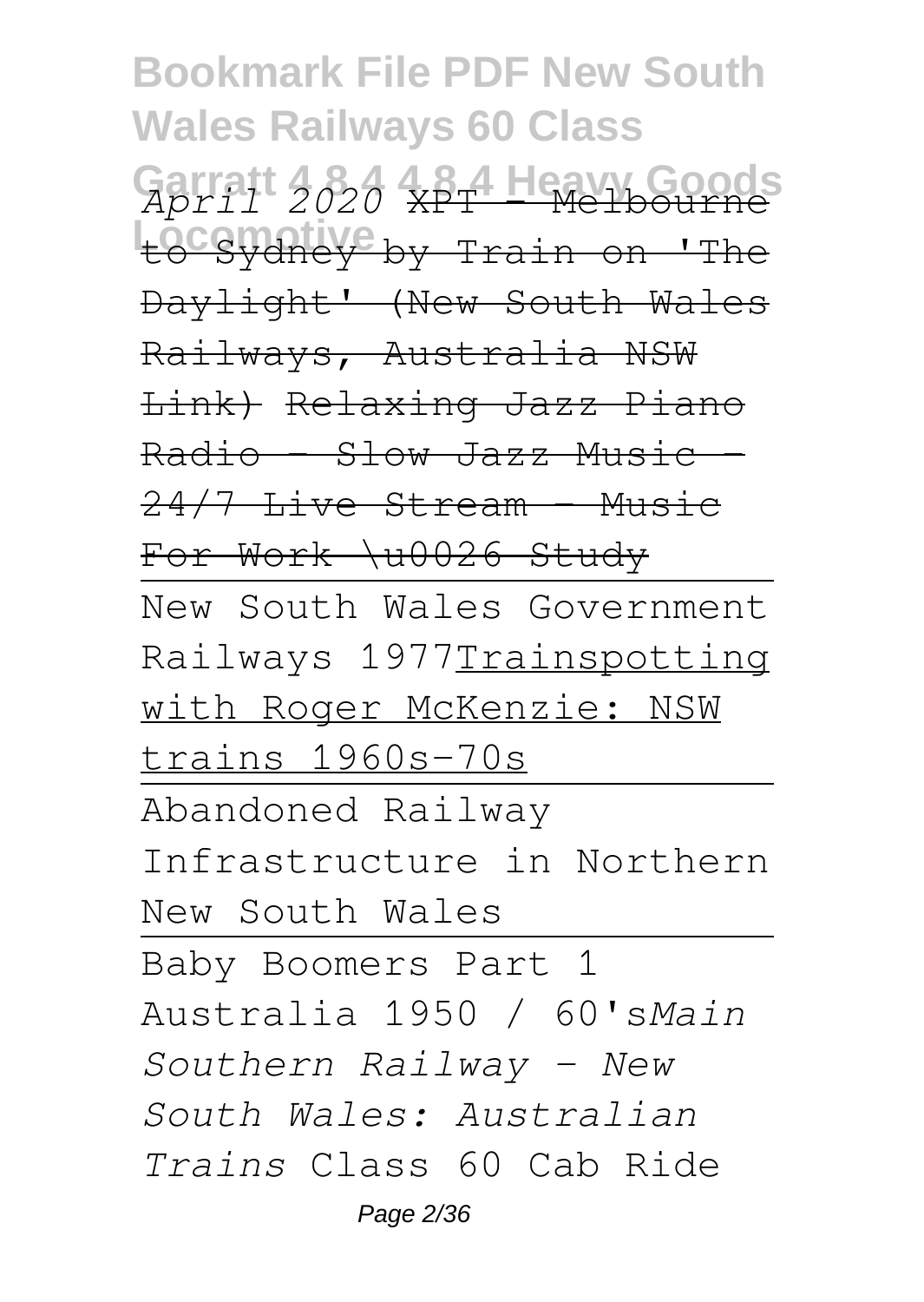*April 2020* XPT - Melbourne to Sydney by Train on 'The Daylight' (New South Wales Railways, Australia NSW Link) Relaxing Jazz Piano Radio - Slow Jazz Music - 24/7 Live Stream - Music For Work \u0026 Study

New South Wales Government Railways 1977Trainspotting with Roger McKenzie: NSW trains 1960s-70s

Abandoned Railway Infrastructure in Northern New South Wales

Baby Boomers Part 1 Australia 1950 / 60's*Main Southern Railway - New South Wales: Australian Trains* Class 60 Cab Ride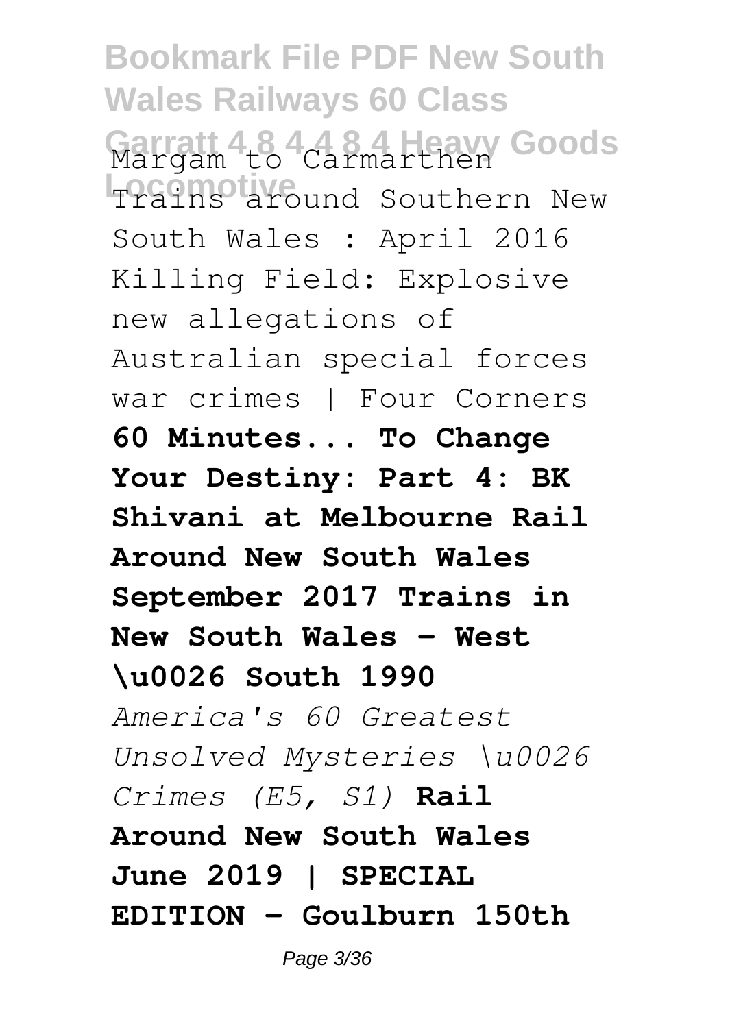Margam to Carmarthen
Trains around Southern New South Wales : April 2016
Killing Field: Explosive new allegations of Australian special forces war crimes | Four Corners
**60 Minutes... To Change Your Destiny: Part 4: BK Shivani at Melbourne Rail Around New South Wales September 2017 Trains in New South Wales - West \u0026 South 1990**
*America's 60 Greatest Unsolved Mysteries \u0026 Crimes (E5, S1)* **Rail Around New South Wales June 2019 | SPECIAL EDITION - Goulburn 150th**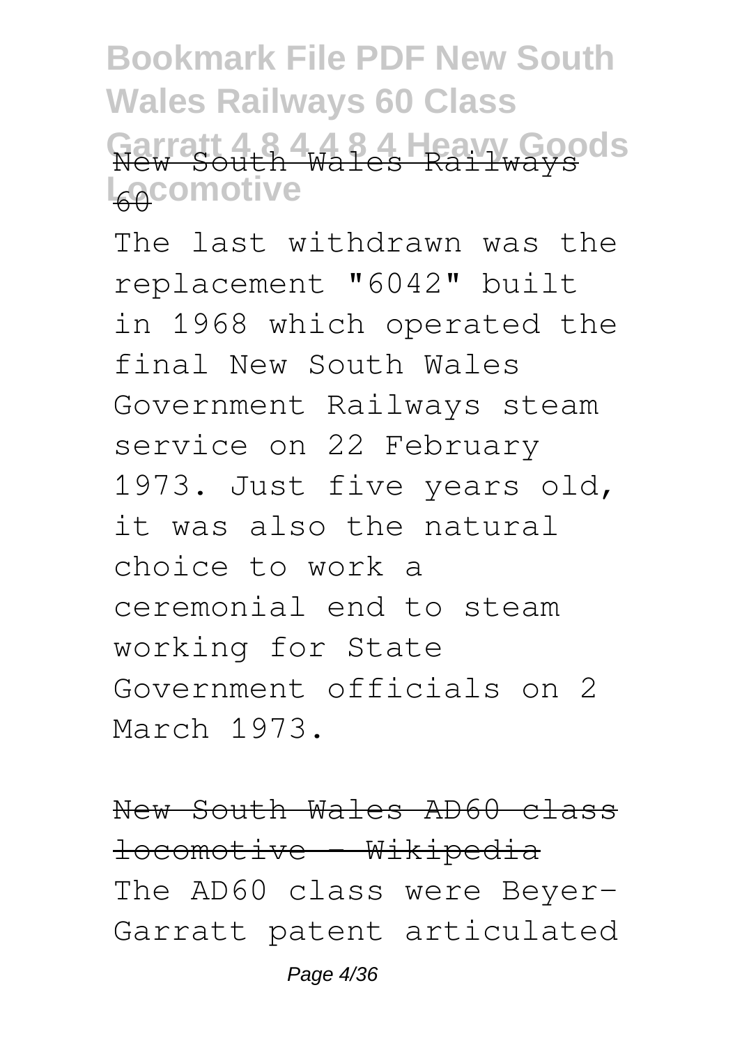New South Wales Railways 60

The last withdrawn was the replacement "6042" built in 1968 which operated the final New South Wales Government Railways steam service on 22 February 1973. Just five years old, it was also the natural choice to work a ceremonial end to steam working for State Government officials on 2 March 1973.

New South Wales AD60 class locomotive - Wikipedia

The AD60 class were Beyer-Garratt patent articulated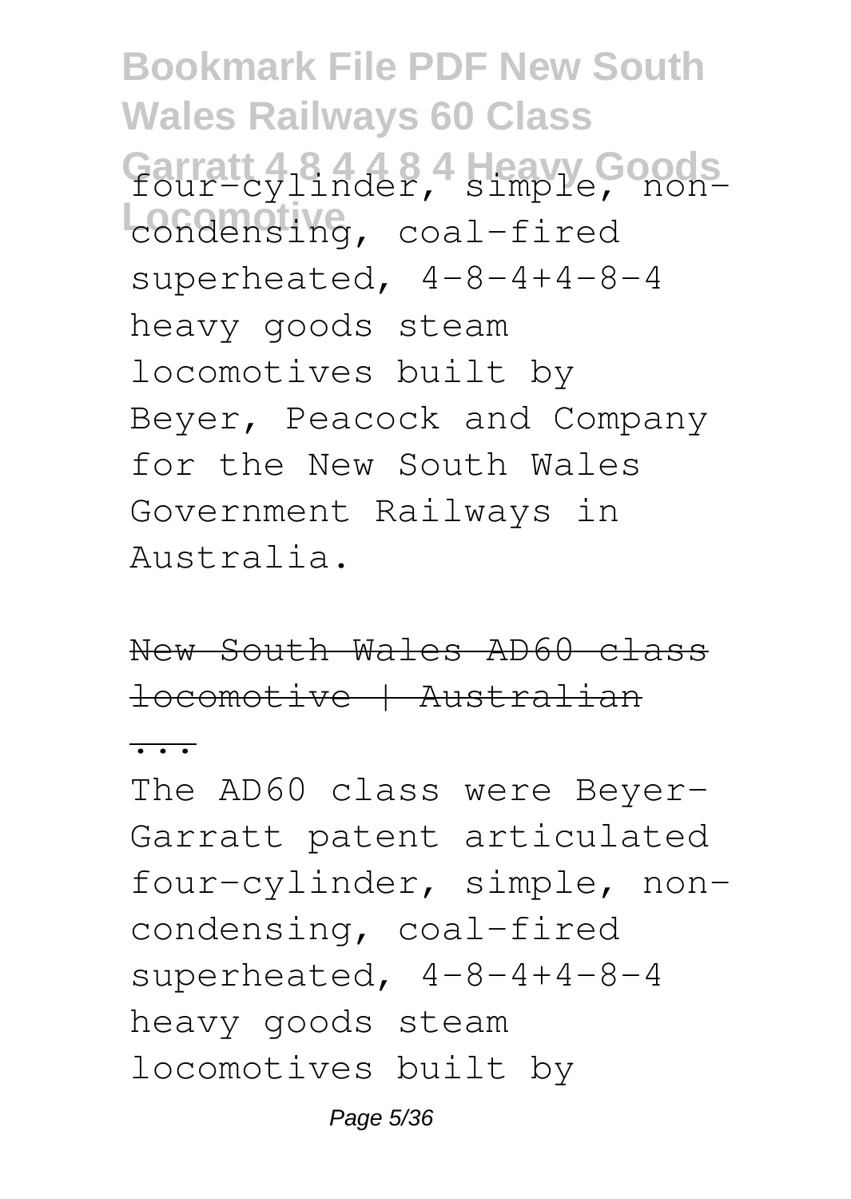four-cylinder, simple, non-condensing, coal-fired superheated, 4-8-4+4-8-4 heavy goods steam locomotives built by Beyer, Peacock and Company for the New South Wales Government Railways in Australia.

New South Wales AD60 class locomotive | Australian ...

The AD60 class were Beyer-Garratt patent articulated four-cylinder, simple, non-condensing, coal-fired superheated, 4-8-4+4-8-4 heavy goods steam locomotives built by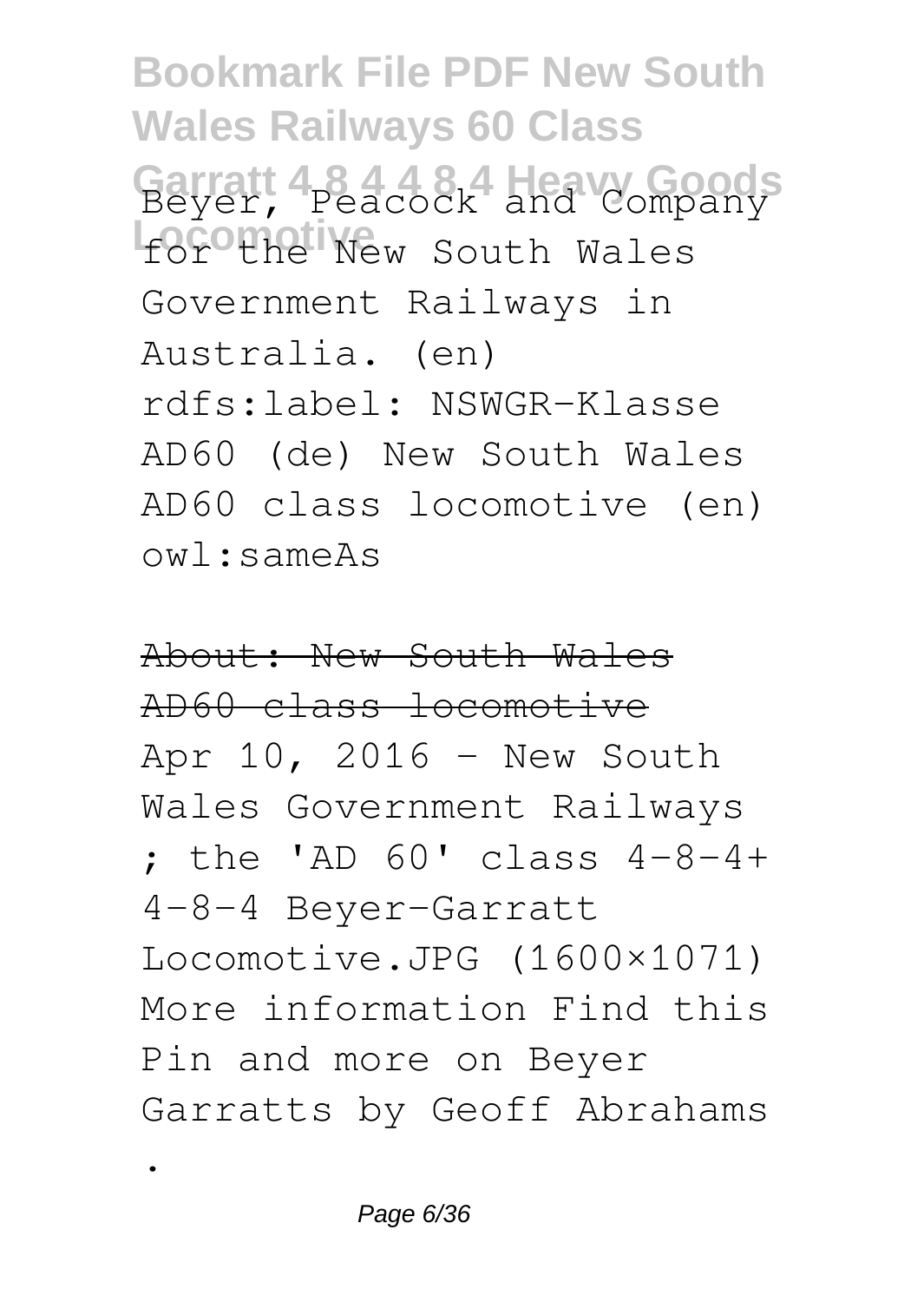Beyer, Peacock and Company for the New South Wales Government Railways in Australia. (en) rdfs:label: NSWGR-Klasse AD60 (de) New South Wales AD60 class locomotive (en) owl:sameAs

About: New South Wales AD60 class locomotive

Apr 10, 2016 - New South Wales Government Railways ; the 'AD 60' class 4-8-4+ 4-8-4 Beyer-Garratt Locomotive.JPG (1600×1071) More information Find this Pin and more on Beyer Garratts by Geoff Abrahams .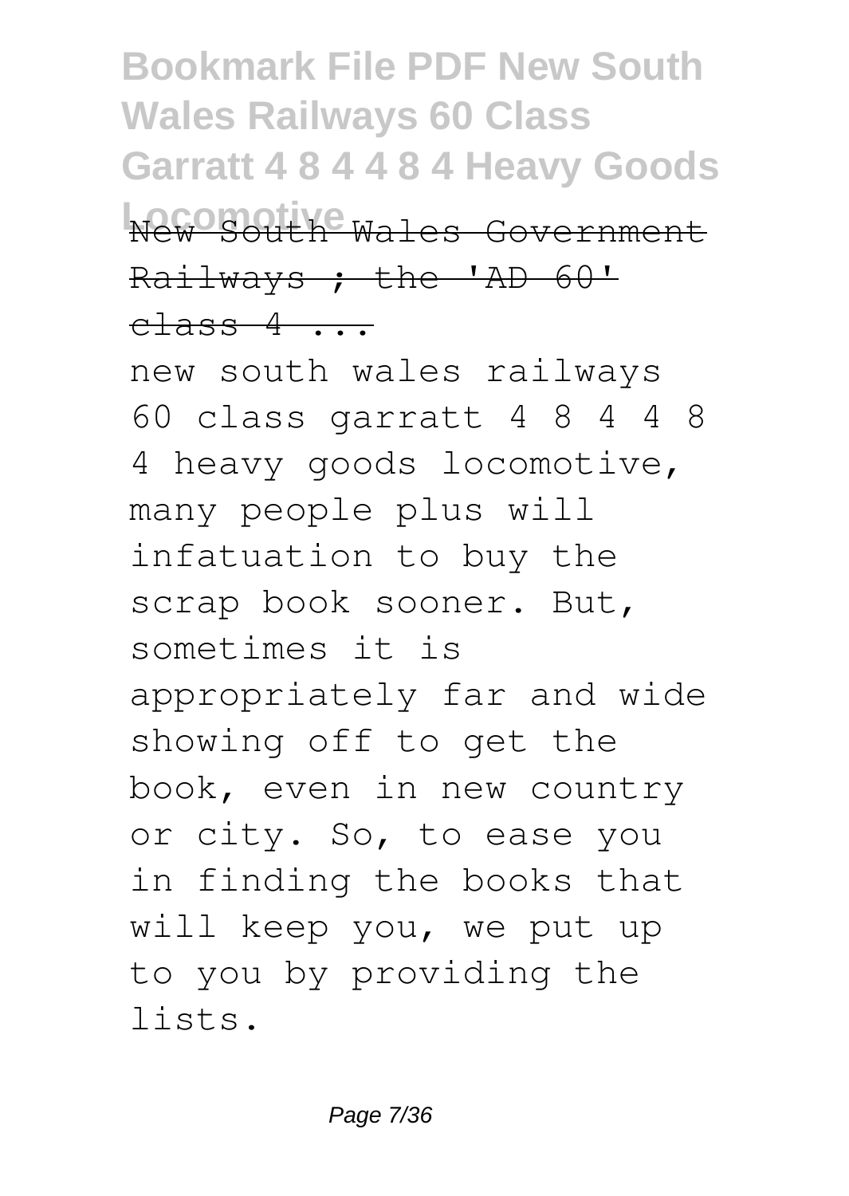New South Wales Government Railways ; the 'AD 60' class 4 ...

new south wales railways 60 class garratt 4 8 4 4 8 4 heavy goods locomotive, many people plus will infatuation to buy the scrap book sooner. But, sometimes it is appropriately far and wide showing off to get the book, even in new country or city. So, to ease you in finding the books that will keep you, we put up to you by providing the lists.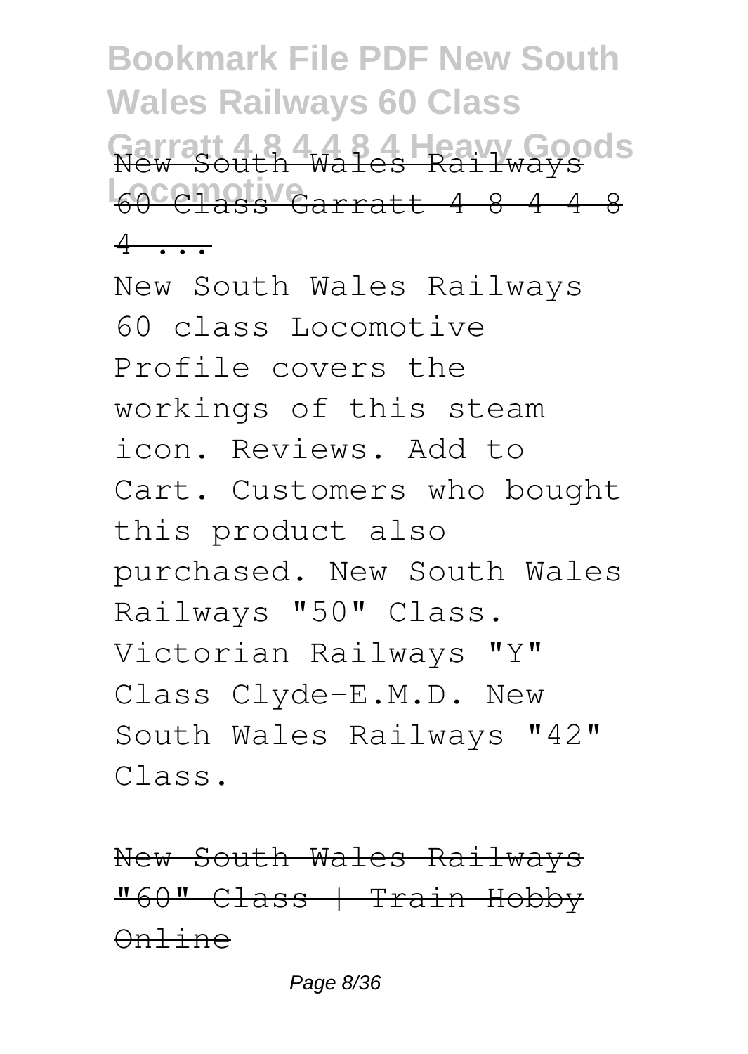New South Wales Railways 60 Class Garratt 4 8 4 4 8 4 ...

New South Wales Railways 60 class Locomotive Profile covers the workings of this steam icon. Reviews. Add to Cart. Customers who bought this product also purchased. New South Wales Railways "50" Class. Victorian Railways "Y" Class Clyde-E.M.D. New South Wales Railways "42" Class.

New South Wales Railways "60" Class | Train Hobby Online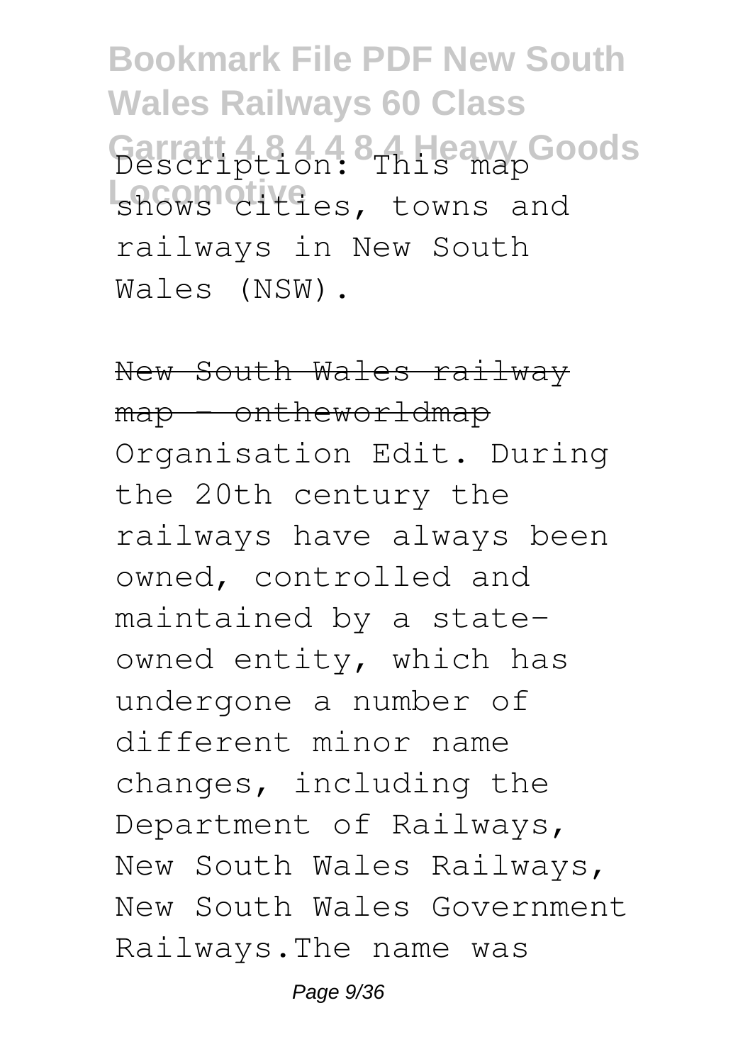Description: This map shows cities, towns and railways in New South Wales (NSW).

New South Wales railway map - ontheworldmap

Organisation Edit. During the 20th century the railways have always been owned, controlled and maintained by a state-owned entity, which has undergone a number of different minor name changes, including the Department of Railways, New South Wales Railways, New South Wales Government Railways.The name was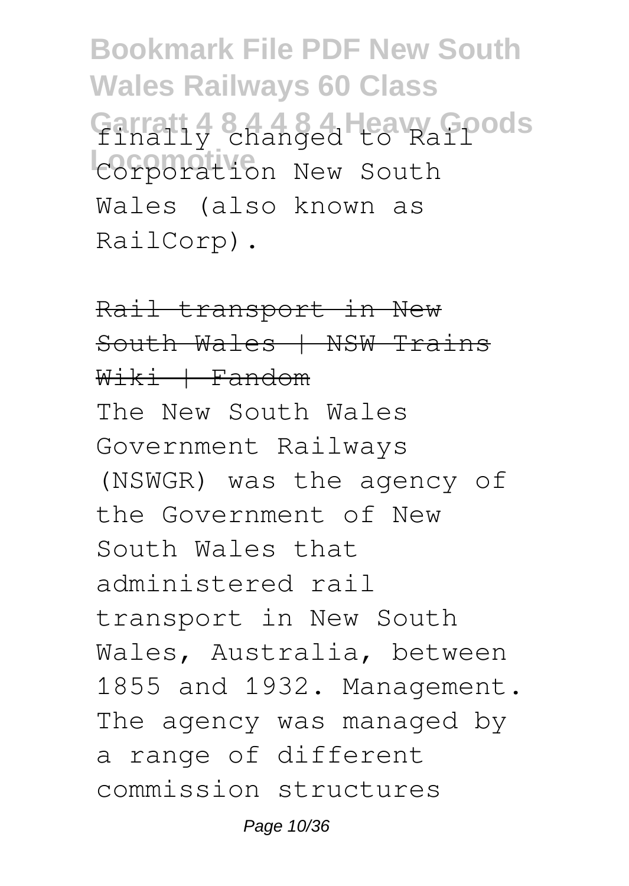finally changed to Rail Corporation New South Wales (also known as RailCorp).

Rail transport in New South Wales | NSW Trains Wiki | Fandom

The New South Wales Government Railways (NSWGR) was the agency of the Government of New South Wales that administered rail transport in New South Wales, Australia, between 1855 and 1932. Management. The agency was managed by a range of different commission structures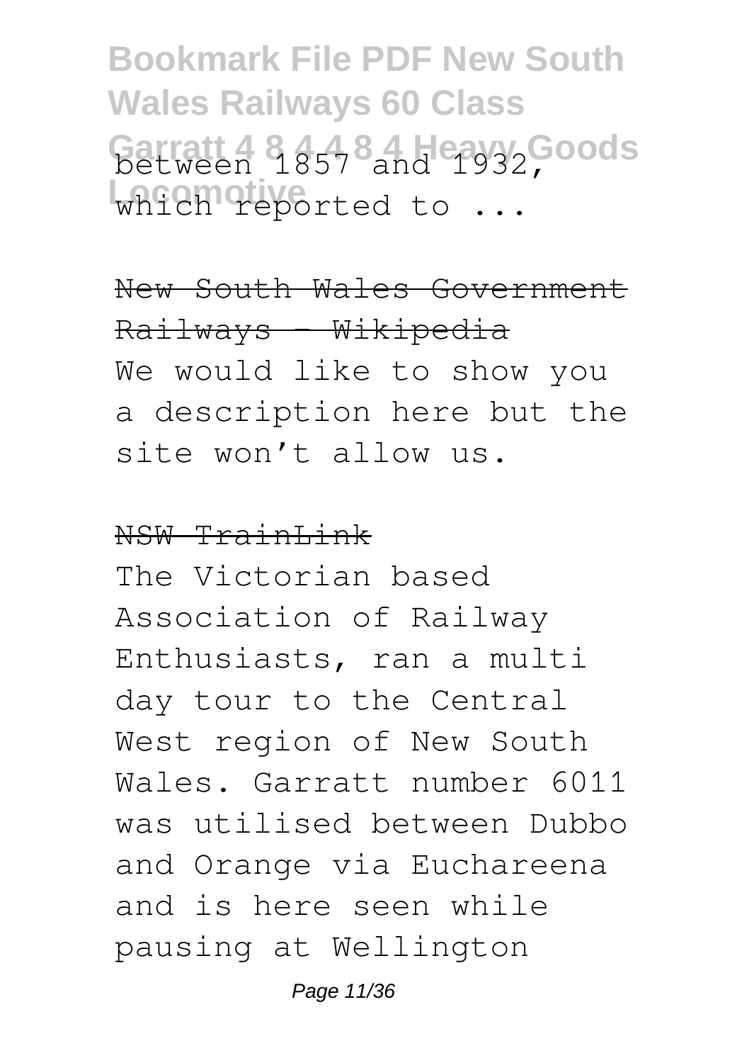between 1857 and 1932, which reported to ...

New South Wales Government Railways - Wikipedia

We would like to show you a description here but the site won't allow us.

NSW TrainLink

The Victorian based Association of Railway Enthusiasts, ran a multi day tour to the Central West region of New South Wales. Garratt number 6011 was utilised between Dubbo and Orange via Euchareena and is here seen while pausing at Wellington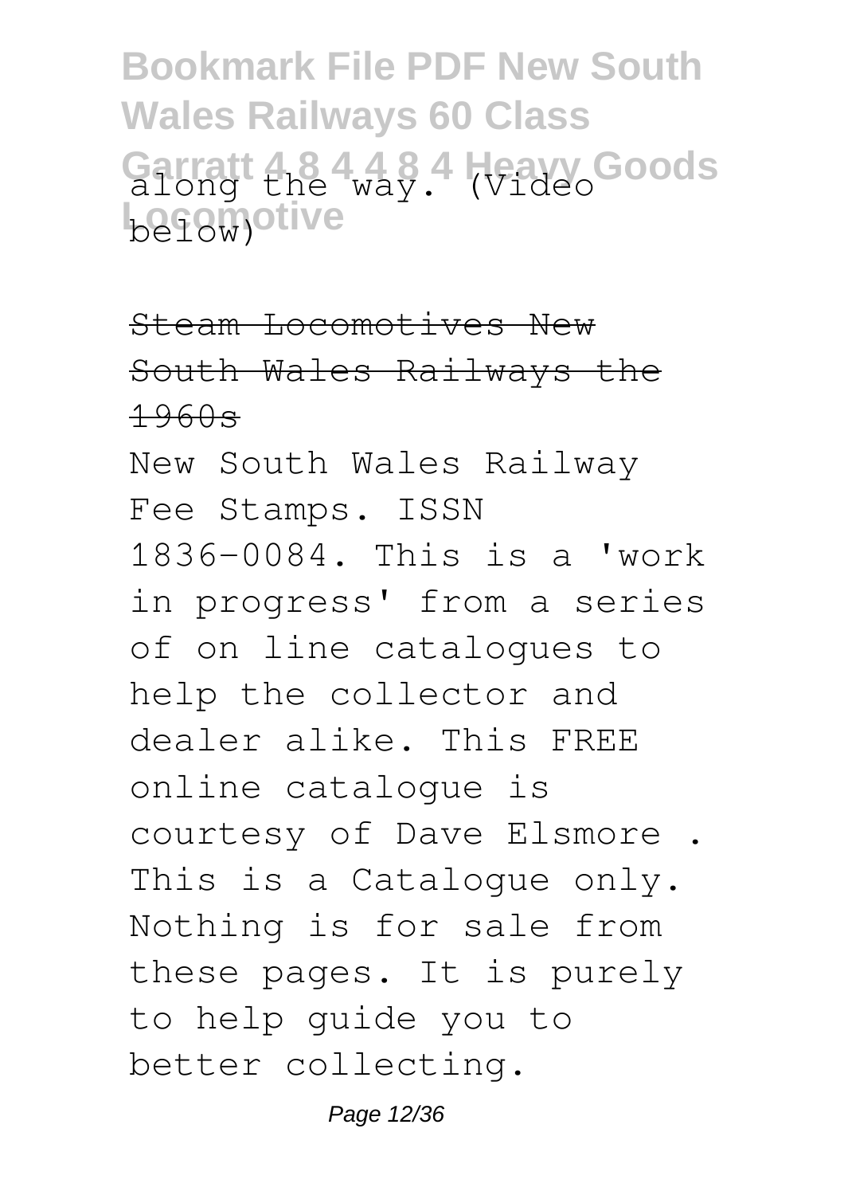along the way. (Video below)

~~Steam Locomotives New South Wales Railways the 1960s~~

New South Wales Railway Fee Stamps. ISSN 1836-0084. This is a 'work in progress' from a series of on line catalogues to help the collector and dealer alike. This FREE online catalogue is courtesy of Dave Elsmore . This is a Catalogue only. Nothing is for sale from these pages. It is purely to help guide you to better collecting.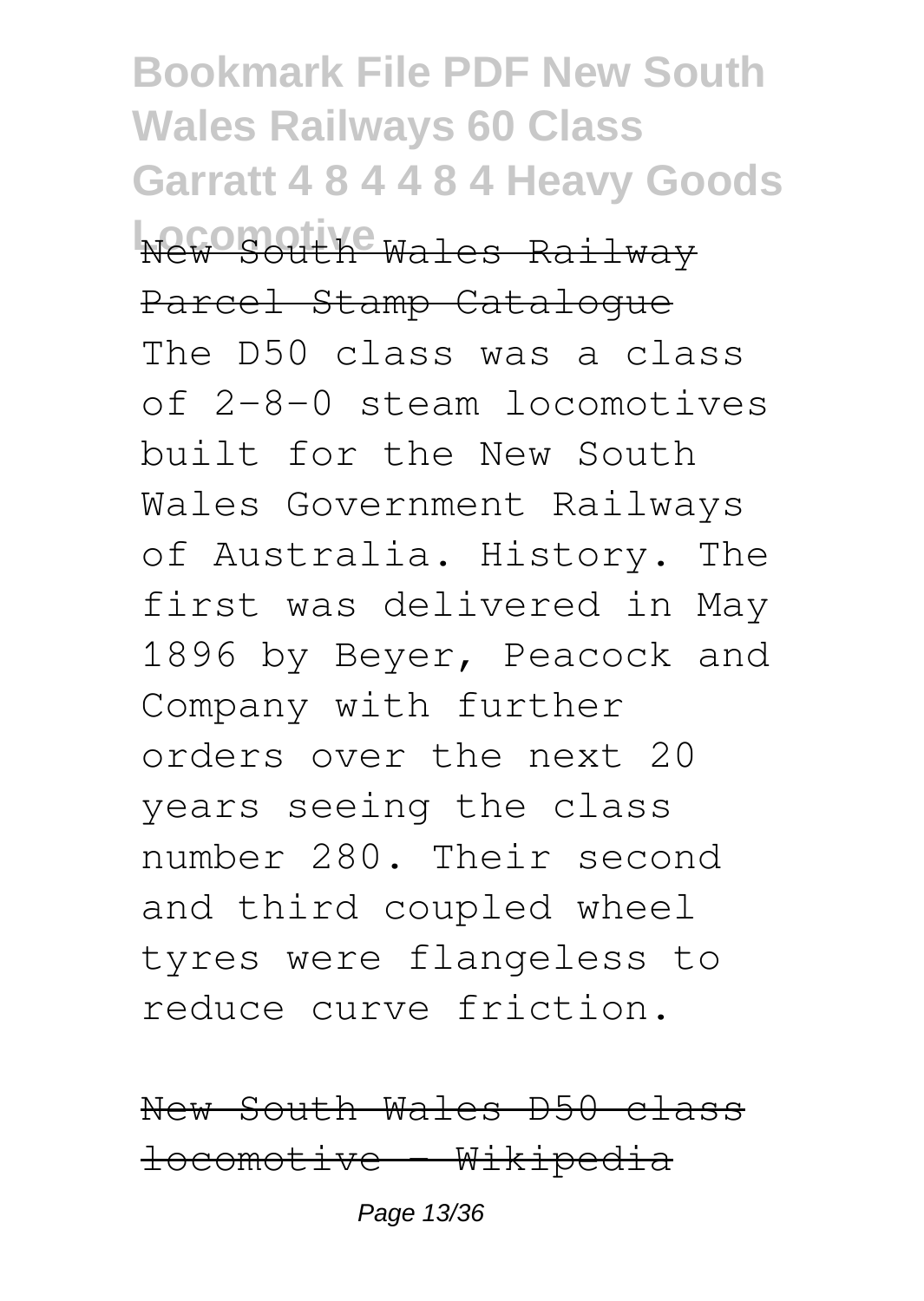New South Wales Railway Parcel Stamp Catalogue

The D50 class was a class of 2-8-0 steam locomotives built for the New South Wales Government Railways of Australia. History. The first was delivered in May 1896 by Beyer, Peacock and Company with further orders over the next 20 years seeing the class number 280. Their second and third coupled wheel tyres were flangeless to reduce curve friction.

New South Wales D50 class locomotive - Wikipedia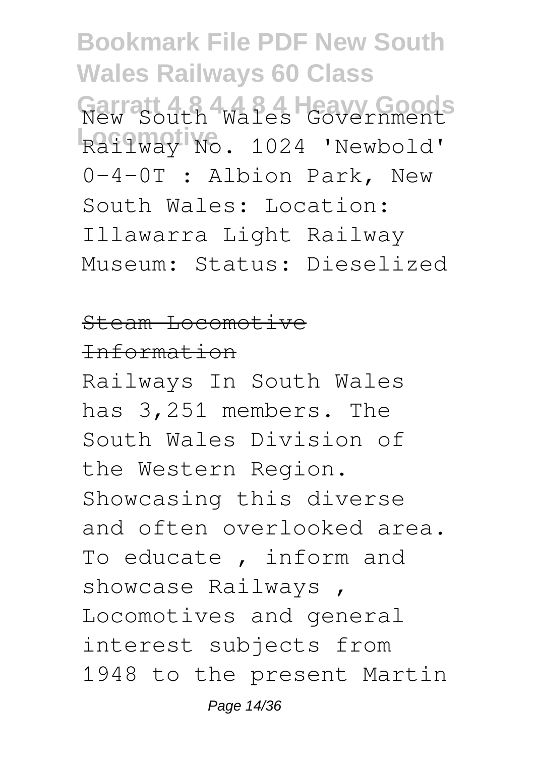New South Wales Government Railway No. 1024 'Newbold' 0-4-0T : Albion Park, New South Wales: Location: Illawarra Light Railway Museum: Status: Dieselized

## Steam Locomotive Information

Railways In South Wales has 3,251 members. The South Wales Division of the Western Region. Showcasing this diverse and often overlooked area. To educate , inform and showcase Railways , Locomotives and general interest subjects from 1948 to the present Martin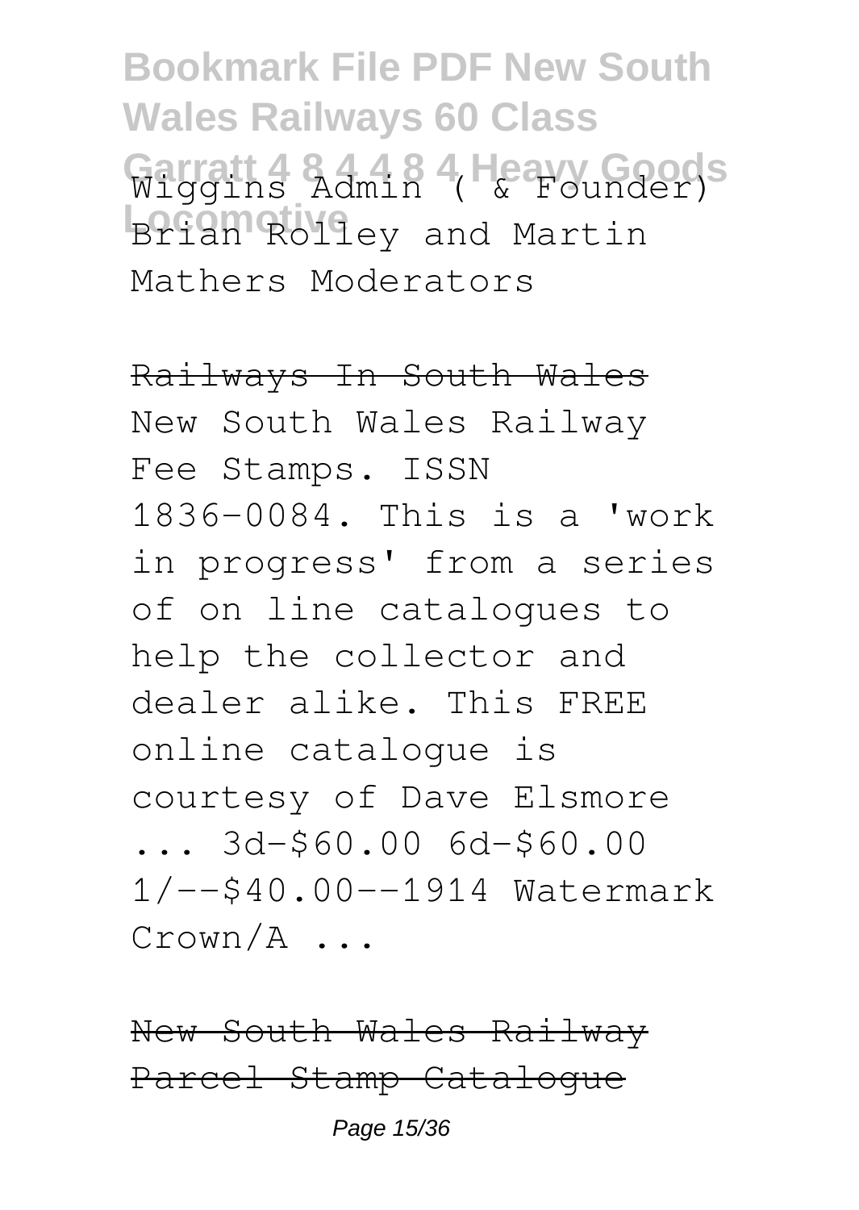Wiggins Admin ( & Founder) Brian Rolley and Martin Mathers Moderators

Railways In South Wales

New South Wales Railway Fee Stamps. ISSN 1836-0084. This is a 'work in progress' from a series of on line catalogues to help the collector and dealer alike. This FREE online catalogue is courtesy of Dave Elsmore ... 3d-$60.00 6d-$60.00 1/--$40.00--1914 Watermark Crown/A ...

New South Wales Railway Parcel Stamp Catalogue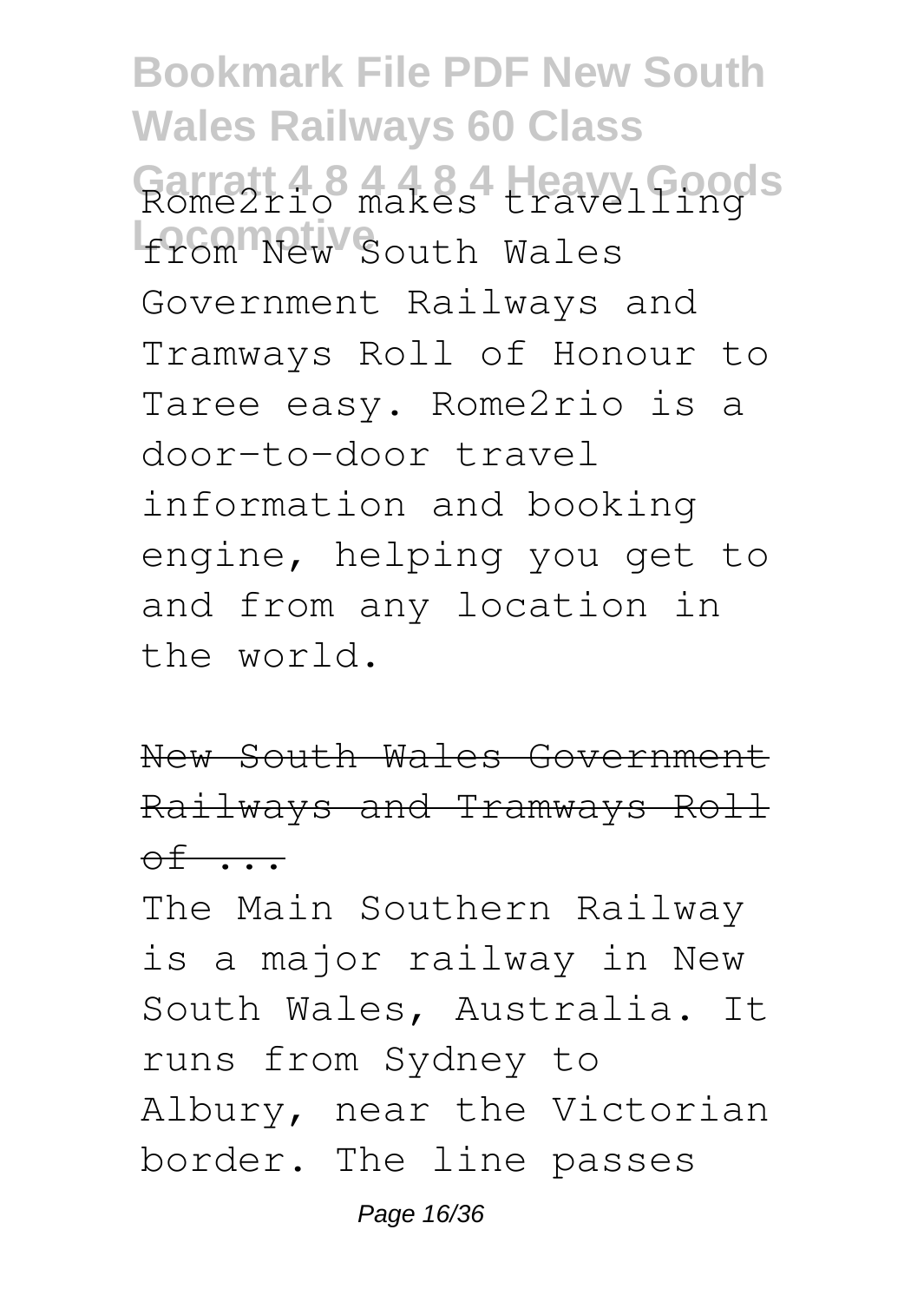Rome2rio makes travelling from New South Wales Government Railways and Tramways Roll of Honour to Taree easy. Rome2rio is a door-to-door travel information and booking engine, helping you get to and from any location in the world.

## New South Wales Government Railways and Tramways Roll of ...

The Main Southern Railway is a major railway in New South Wales, Australia. It runs from Sydney to Albury, near the Victorian border. The line passes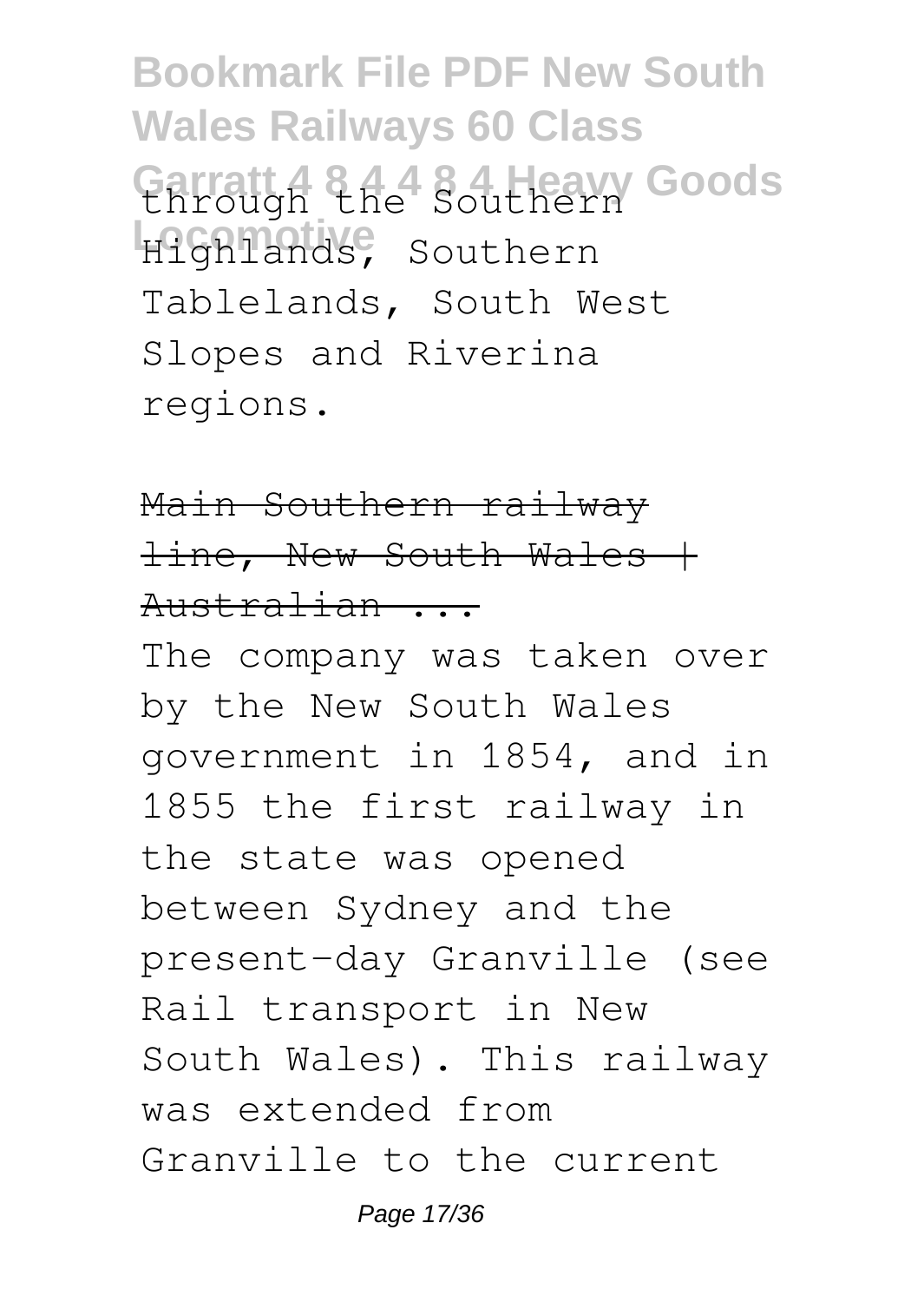through the Southern Highlands, Southern Tablelands, South West Slopes and Riverina regions.

Main Southern railway line, New South Wales | Australian ...

The company was taken over by the New South Wales government in 1854, and in 1855 the first railway in the state was opened between Sydney and the present-day Granville (see Rail transport in New South Wales). This railway was extended from Granville to the current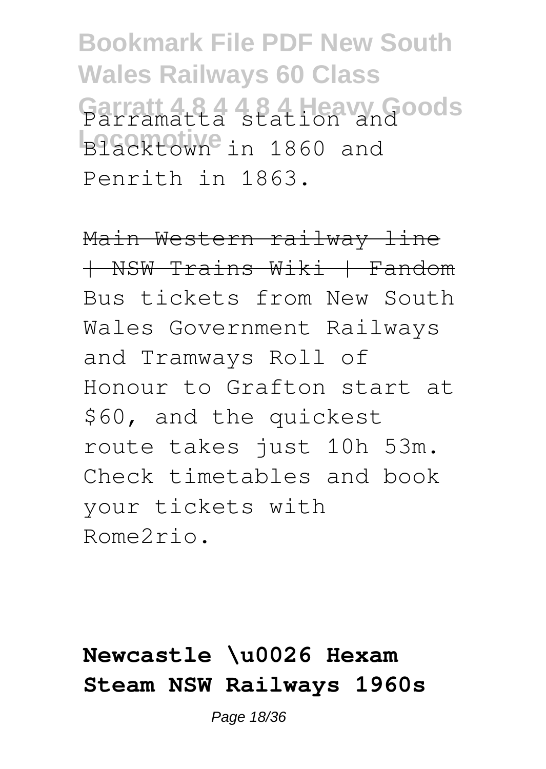Parramatta station and Blacktown in 1860 and Penrith in 1863.

~~Main Western railway line | NSW Trains Wiki | Fandom~~

Bus tickets from New South Wales Government Railways and Tramways Roll of Honour to Grafton start at $60, and the quickest route takes just 10h 53m. Check timetables and book your tickets with Rome2rio.

**Newcastle \u0026 Hexam Steam NSW Railways 1960s**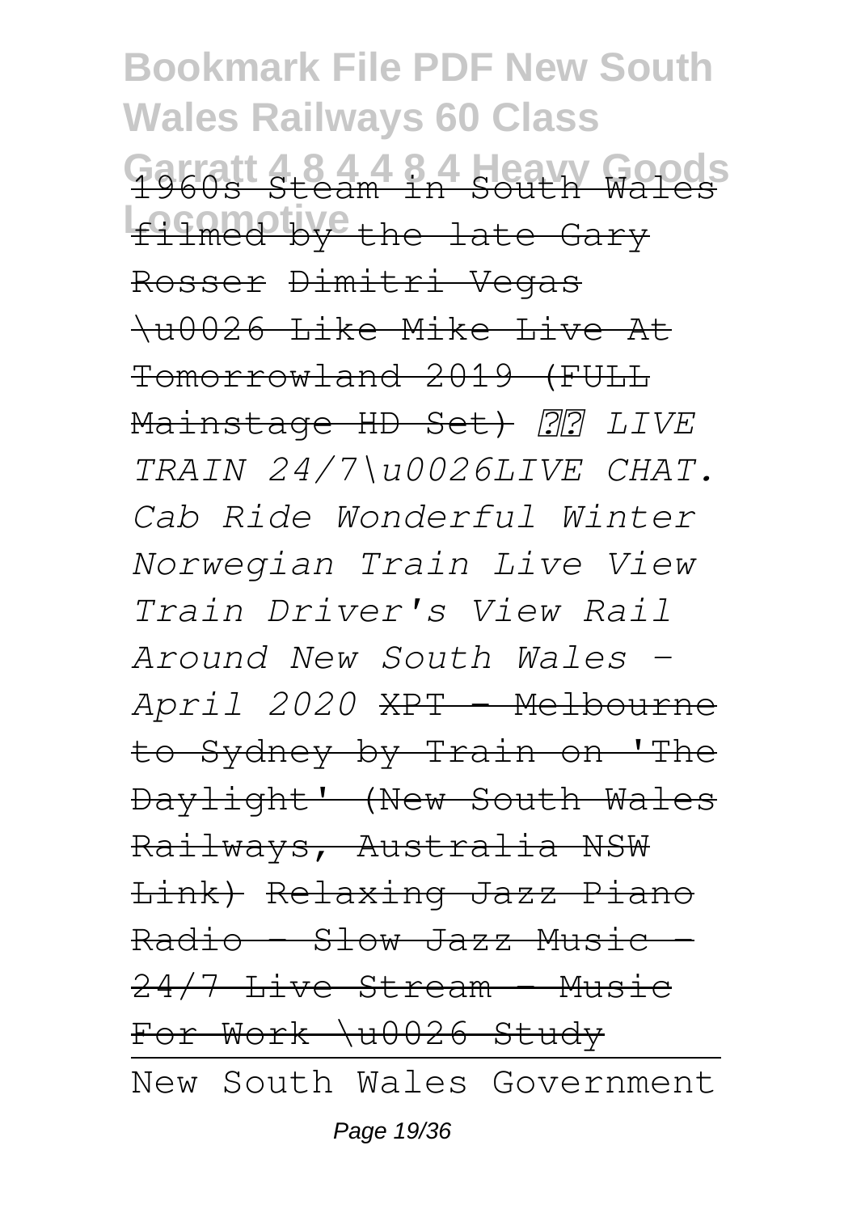1960s Steam in South Wales filmed by the late Gary Rosser Dimitri Vegas \u0026 Like Mike Live At Tomorrowland 2019 (FULL Mainstage HD Set) *?? LIVE TRAIN 24/7\u0026LIVE CHAT. Cab Ride Wonderful Winter Norwegian Train Live View Train Driver's View Rail Around New South Wales - April 2020* XPT - Melbourne to Sydney by Train on 'The Daylight' (New South Wales Railways, Australia NSW Link) Relaxing Jazz Piano Radio - Slow Jazz Music - 24/7 Live Stream - Music For Work \u0026 Study

New South Wales Government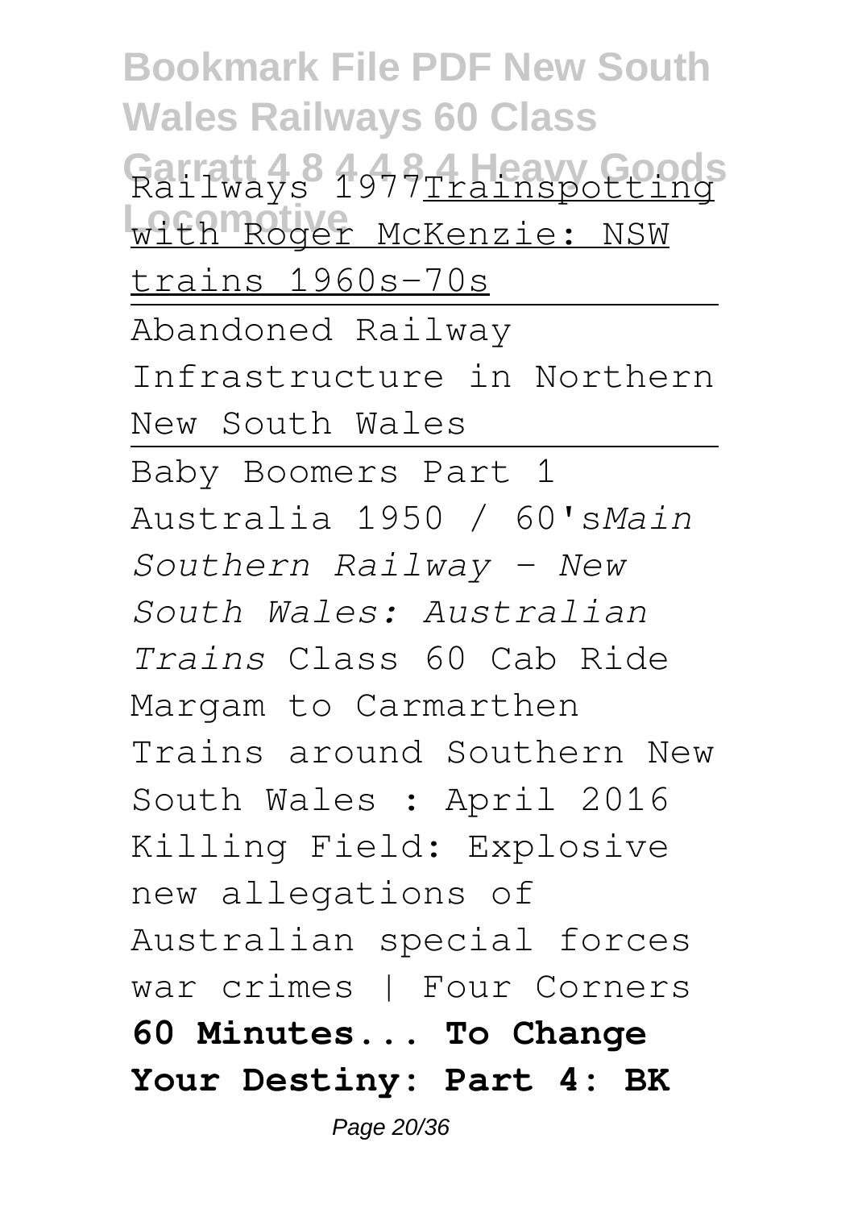Railways 1977Trainspotting with Roger McKenzie: NSW trains 1960s-70s

Abandoned Railway Infrastructure in Northern New South Wales

Baby Boomers Part 1 Australia 1950 / 60's*Main Southern Railway - New South Wales: Australian Trains* Class 60 Cab Ride Margam to Carmarthen Trains around Southern New South Wales : April 2016 Killing Field: Explosive new allegations of Australian special forces war crimes | Four Corners **60 Minutes... To Change Your Destiny: Part 4: BK**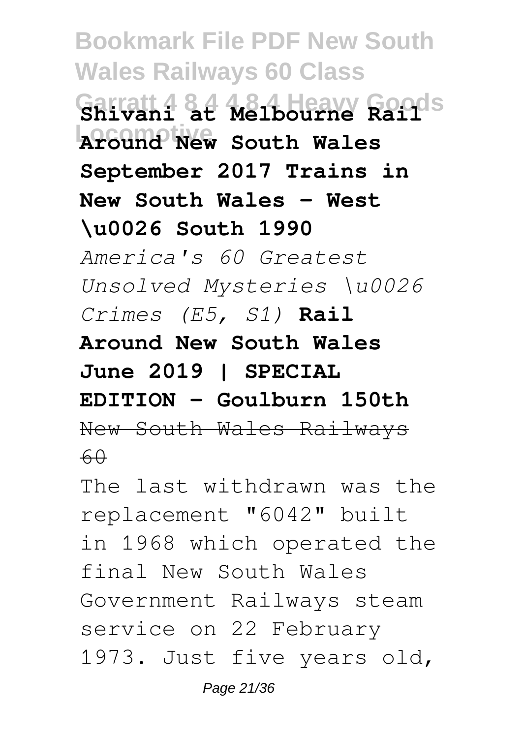**Shivani at Melbourne Rail Around New South Wales September 2017 Trains in New South Wales - West \u0026 South 1990**

*America's 60 Greatest Unsolved Mysteries \u0026 Crimes (E5, S1)* **Rail Around New South Wales June 2019 | SPECIAL EDITION - Goulburn 150th**

~~New South Wales Railways 60~~

The last withdrawn was the replacement "6042" built in 1968 which operated the final New South Wales Government Railways steam service on 22 February 1973. Just five years old,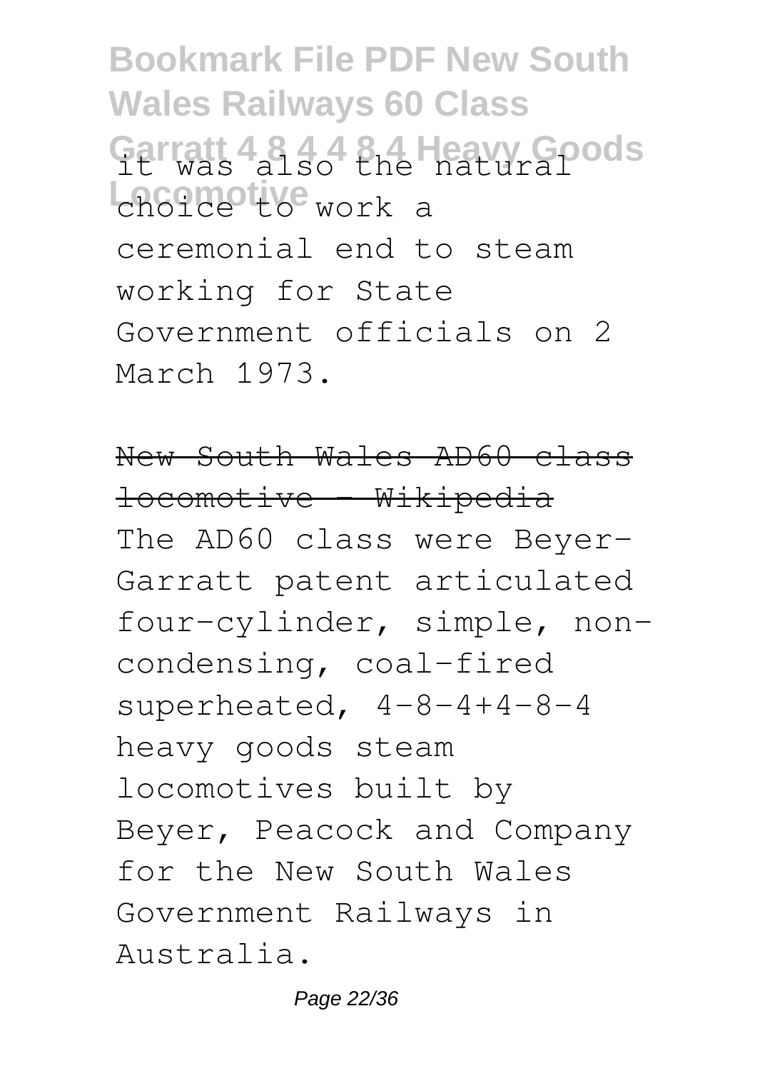it was also the natural choice to work a ceremonial end to steam working for State Government officials on 2 March 1973.

~~New South Wales AD60 class locomotive - Wikipedia~~

The AD60 class were Beyer-Garratt patent articulated four-cylinder, simple, non-condensing, coal-fired superheated, 4-8-4+4-8-4 heavy goods steam locomotives built by Beyer, Peacock and Company for the New South Wales Government Railways in Australia.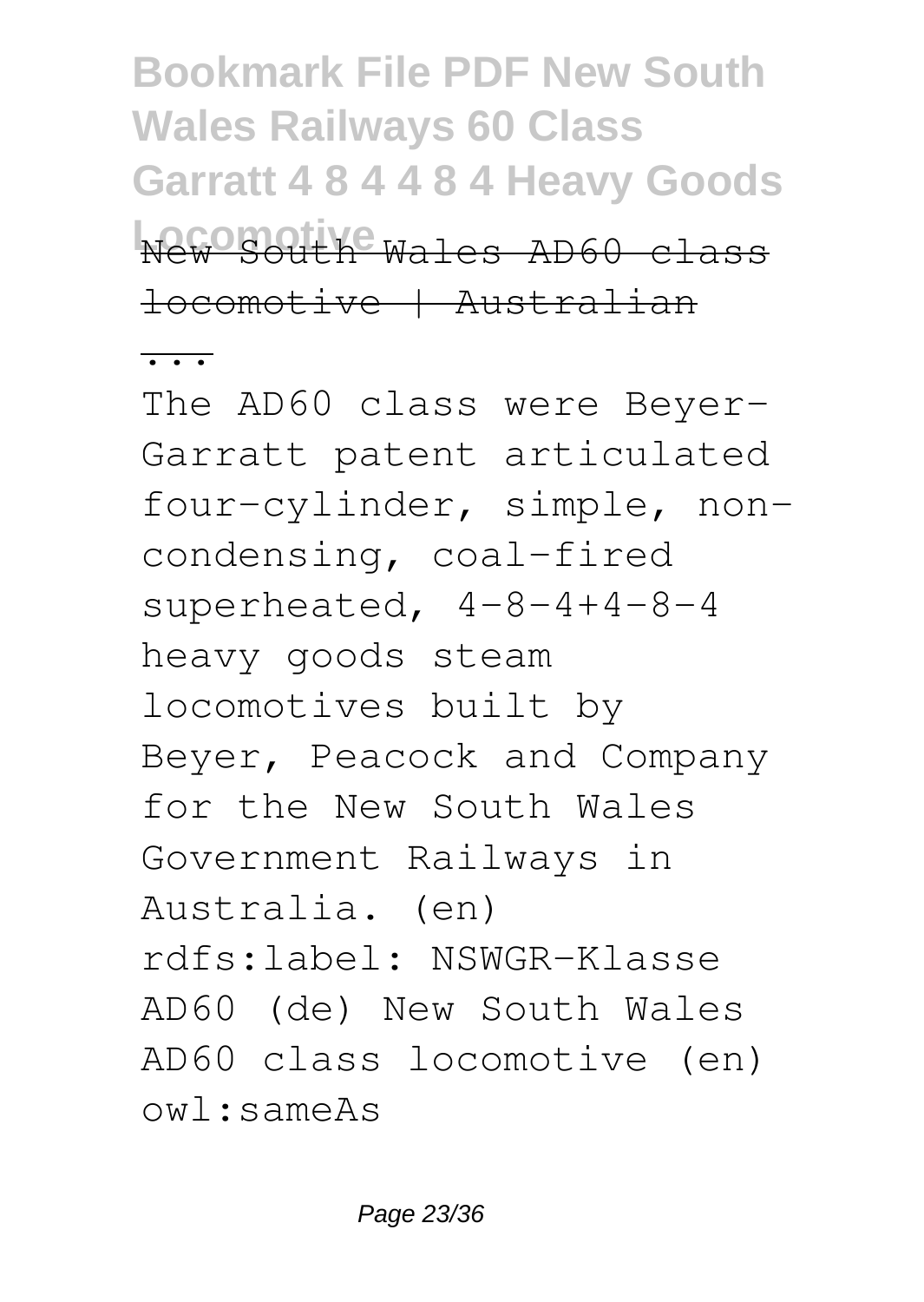New South Wales AD60 class locomotive | Australian ...

The AD60 class were Beyer-Garratt patent articulated four-cylinder, simple, non-condensing, coal-fired superheated, 4-8-4+4-8-4 heavy goods steam locomotives built by Beyer, Peacock and Company for the New South Wales Government Railways in Australia. (en) rdfs:label: NSWGR-Klasse AD60 (de) New South Wales AD60 class locomotive (en) owl:sameAs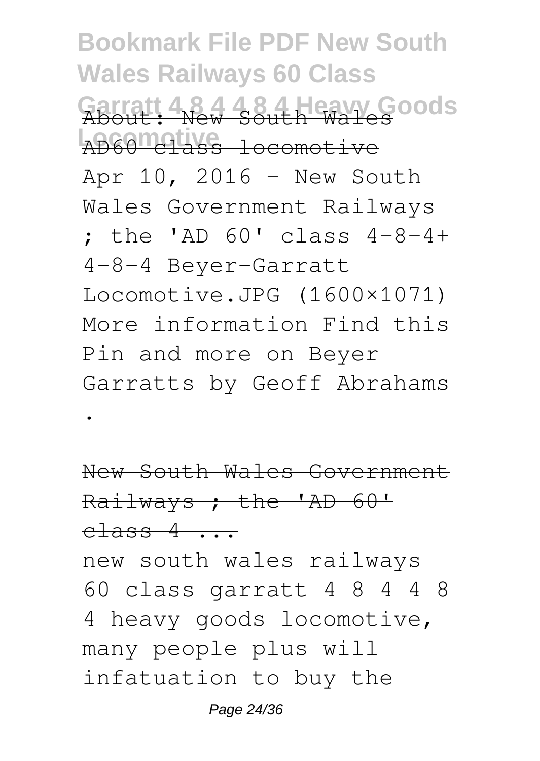About: New South Wales AD60 class locomotive

Apr 10, 2016 - New South Wales Government Railways ; the 'AD 60' class 4-8-4+ 4-8-4 Beyer-Garratt Locomotive.JPG (1600×1071) More information Find this Pin and more on Beyer Garratts by Geoff Abrahams .

New South Wales Government Railways ; the 'AD 60' class 4 ...

new south wales railways 60 class garratt 4 8 4 4 8 4 heavy goods locomotive, many people plus will infatuation to buy the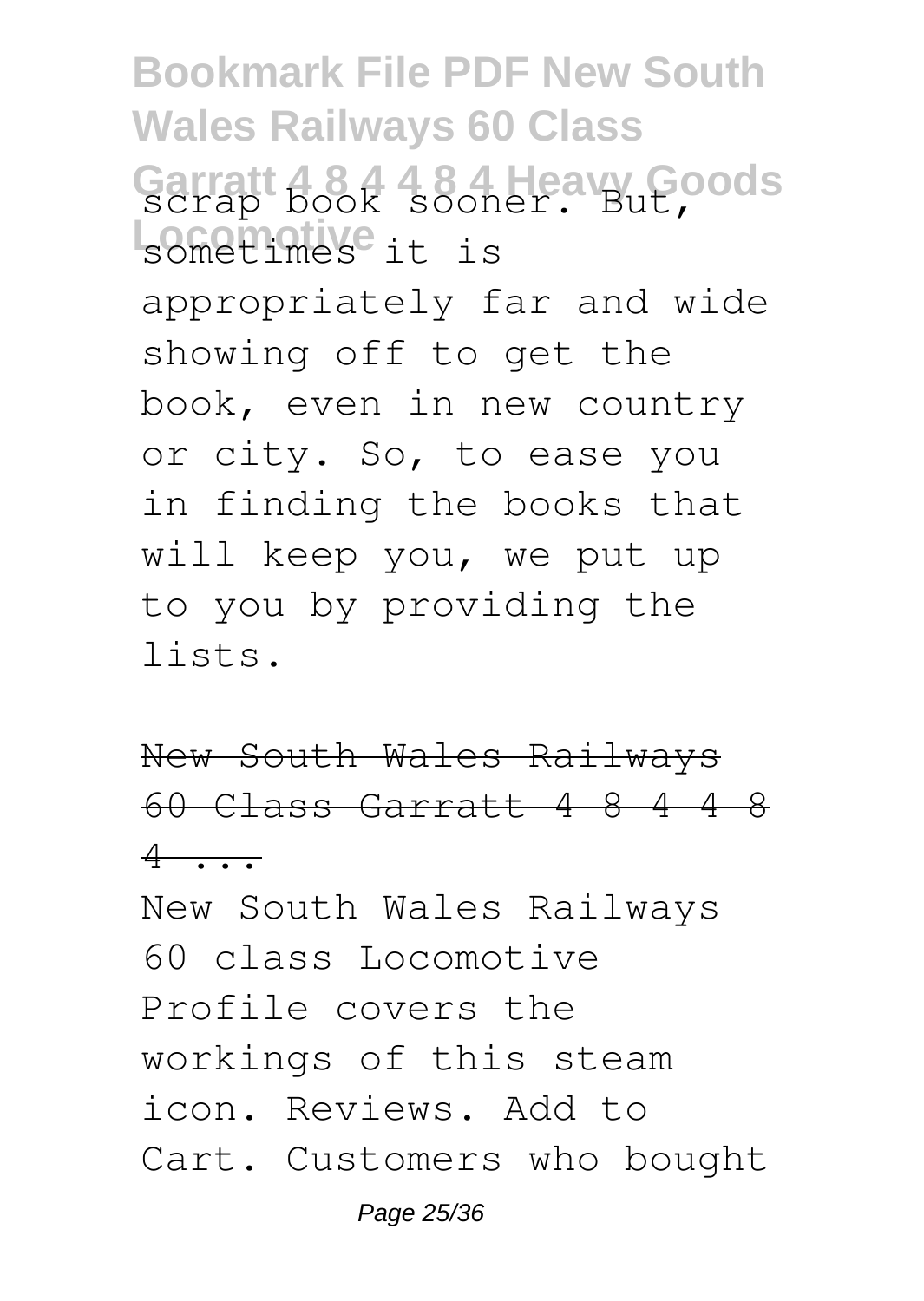scrap book sooner. But, sometimes it is appropriately far and wide showing off to get the book, even in new country or city. So, to ease you in finding the books that will keep you, we put up to you by providing the lists.

~~New South Wales Railways 60 Class Garratt 4 8 4 4 8 4 ...~~

New South Wales Railways 60 class Locomotive Profile covers the workings of this steam icon. Reviews. Add to Cart. Customers who bought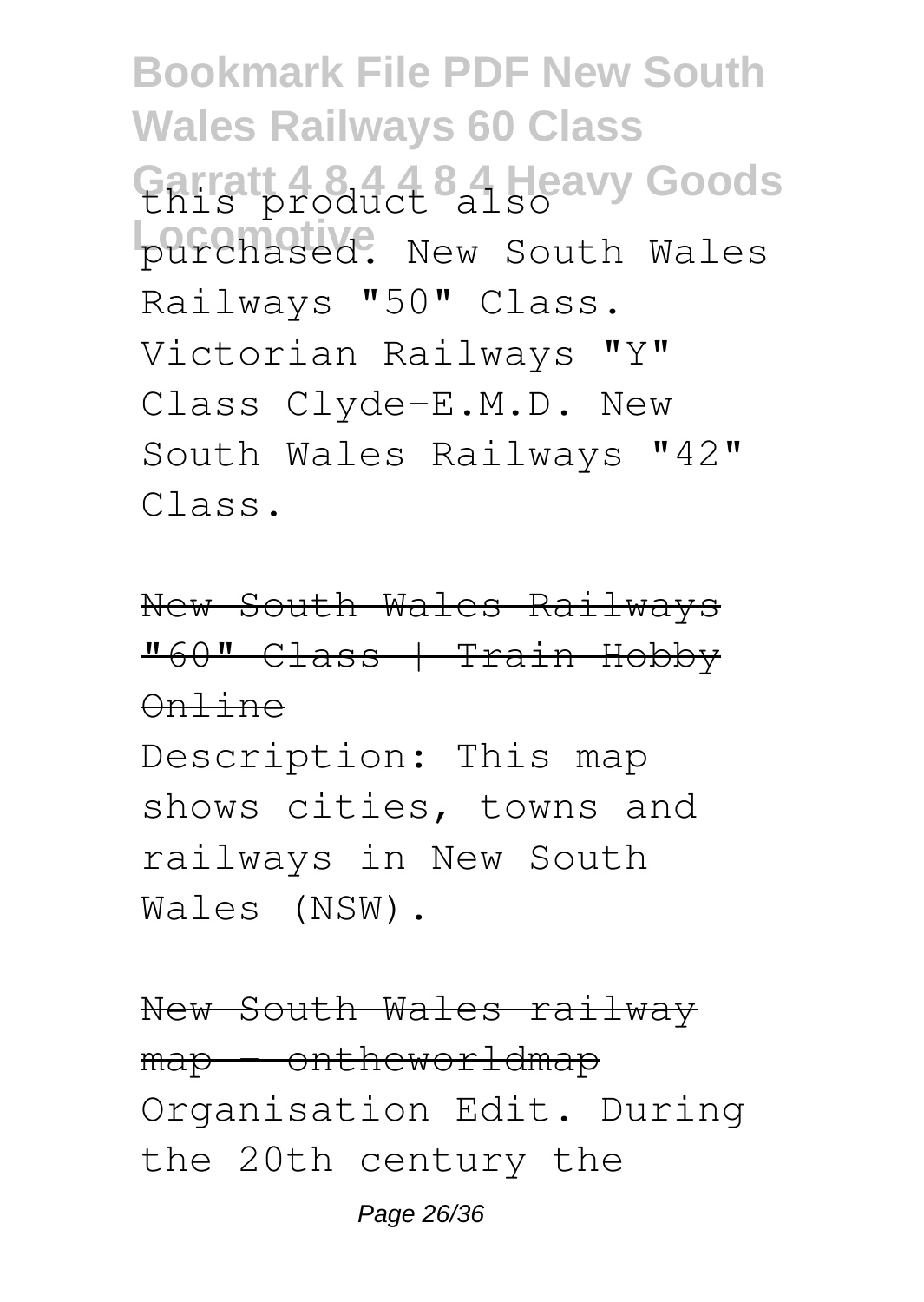this product also purchased. New South Wales Railways "50" Class. Victorian Railways "Y" Class Clyde-E.M.D. New South Wales Railways "42" Class.

New South Wales Railways "60" Class | Train Hobby Online

Description: This map shows cities, towns and railways in New South Wales (NSW).

New South Wales railway map - ontheworldmap

Organisation Edit. During the 20th century the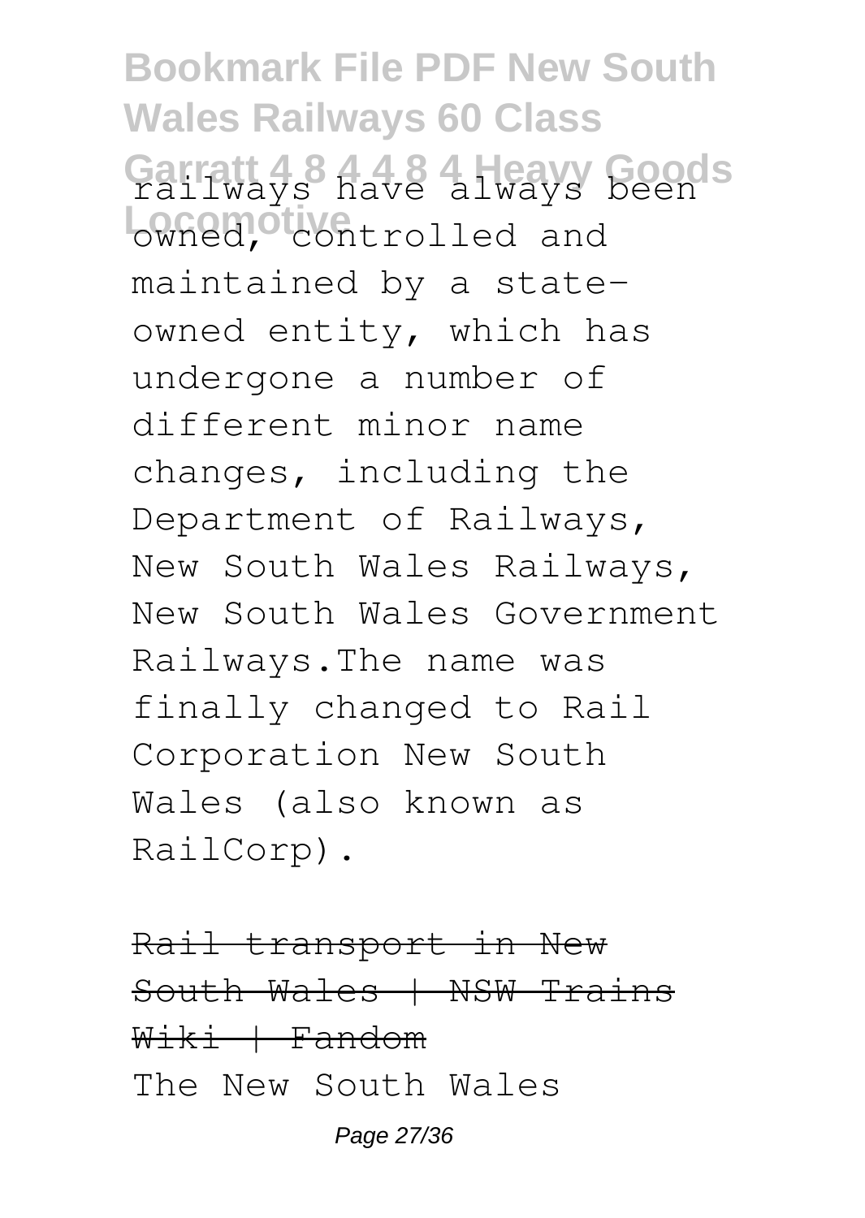railways have always been owned, controlled and maintained by a state-owned entity, which has undergone a number of different minor name changes, including the Department of Railways, New South Wales Railways, New South Wales Government Railways.The name was finally changed to Rail Corporation New South Wales (also known as RailCorp).

Rail transport in New South Wales | NSW Trains Wiki | Fandom

The New South Wales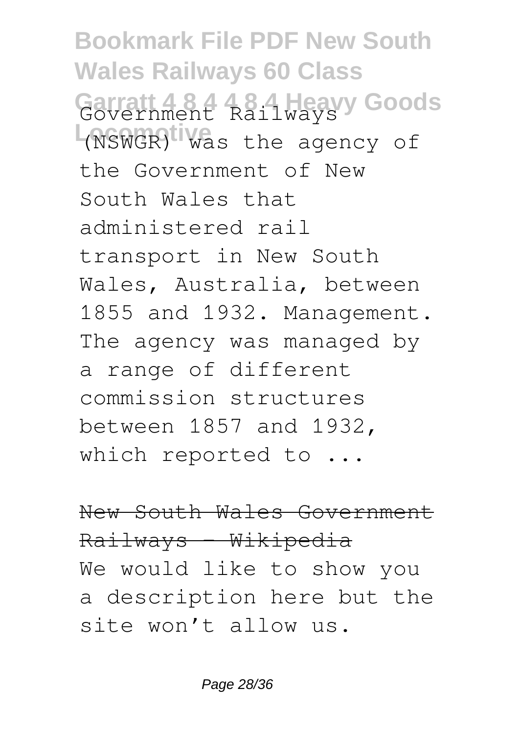Government Railways (NSWGR) was the agency of the Government of New South Wales that administered rail transport in New South Wales, Australia, between 1855 and 1932. Management. The agency was managed by a range of different commission structures between 1857 and 1932, which reported to ...

New South Wales Government Railways - Wikipedia

We would like to show you a description here but the site won't allow us.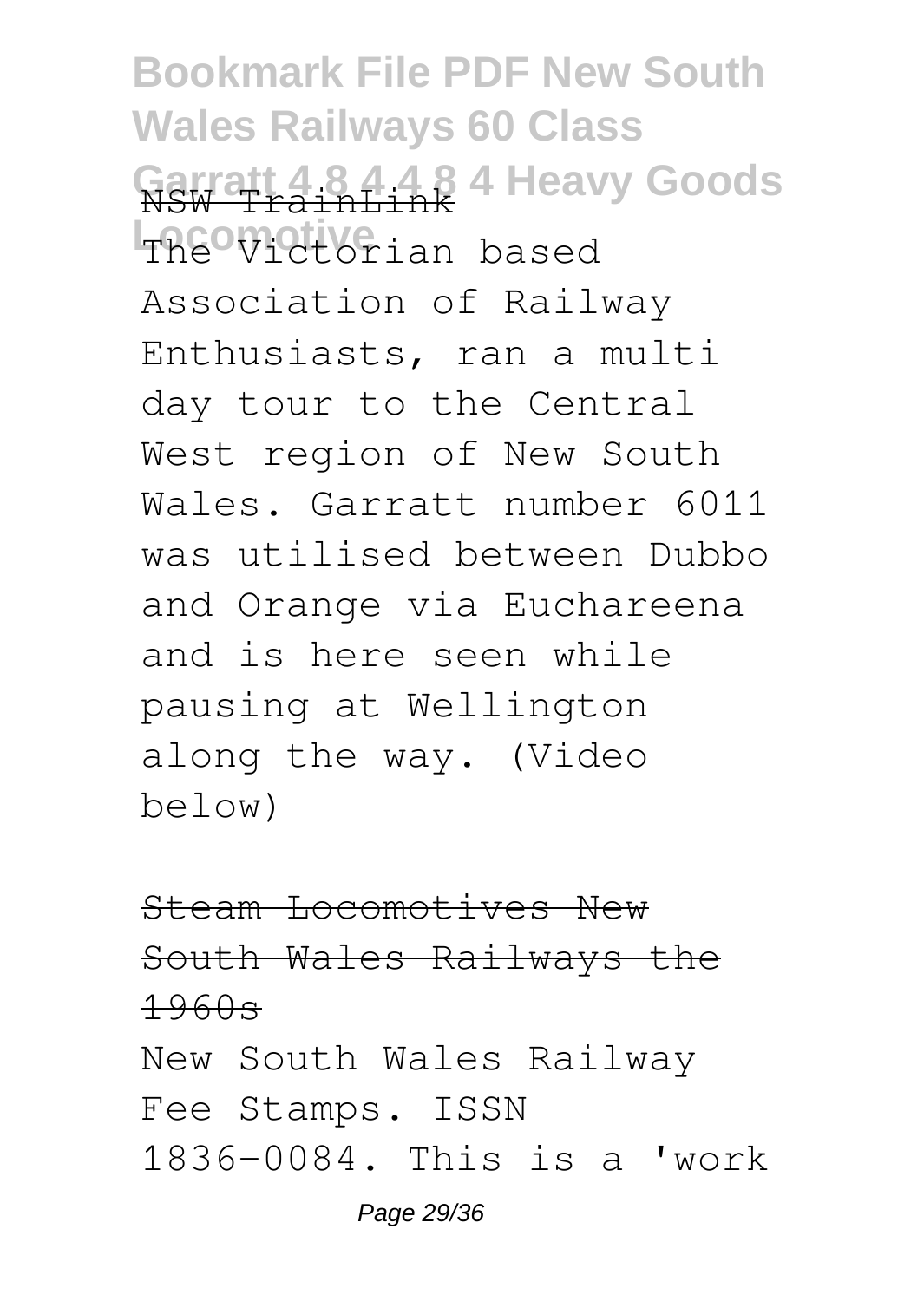NSW TrainLink

The Victorian based Association of Railway Enthusiasts, ran a multi day tour to the Central West region of New South Wales. Garratt number 6011 was utilised between Dubbo and Orange via Euchareena and is here seen while pausing at Wellington along the way. (Video below)

Steam Locomotives New South Wales Railways the 1960s

New South Wales Railway Fee Stamps. ISSN 1836-0084. This is a 'work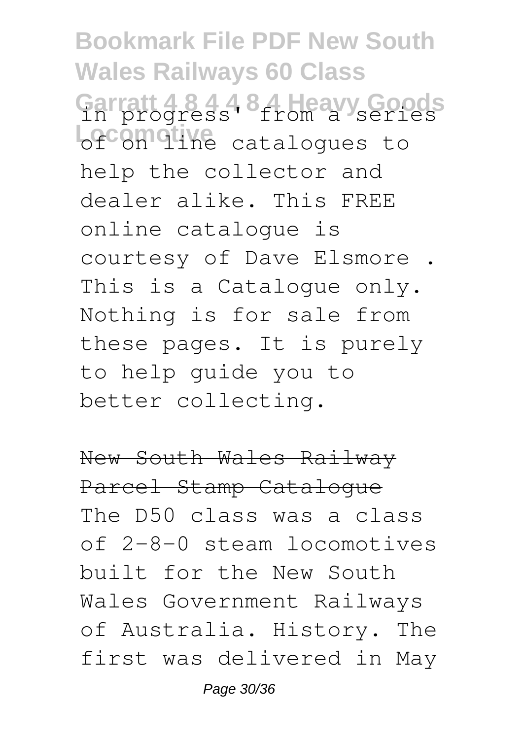in progress' from a series of on line catalogues to help the collector and dealer alike. This FREE online catalogue is courtesy of Dave Elsmore . This is a Catalogue only. Nothing is for sale from these pages. It is purely to help guide you to better collecting.

## New South Wales Railway Parcel Stamp Catalogue

The D50 class was a class of 2-8-0 steam locomotives built for the New South Wales Government Railways of Australia. History. The first was delivered in May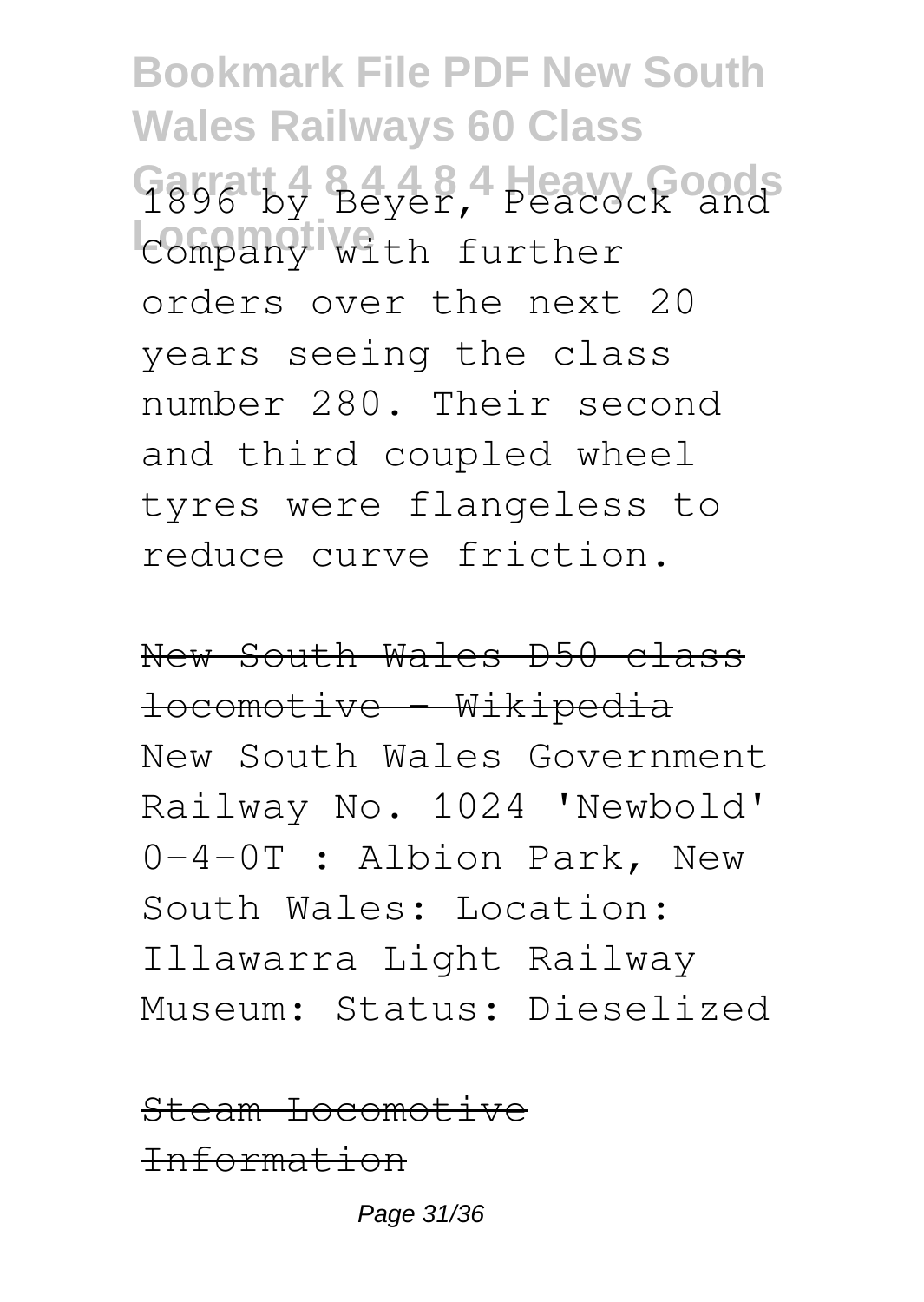1896 by Beyer, Peacock and Company with further orders over the next 20 years seeing the class number 280. Their second and third coupled wheel tyres were flangeless to reduce curve friction.

~~New South Wales D50 class locomotive - Wikipedia~~

New South Wales Government Railway No. 1024 'Newbold' 0-4-0T : Albion Park, New South Wales: Location: Illawarra Light Railway Museum: Status: Dieselized

~~Steam Locomotive Information~~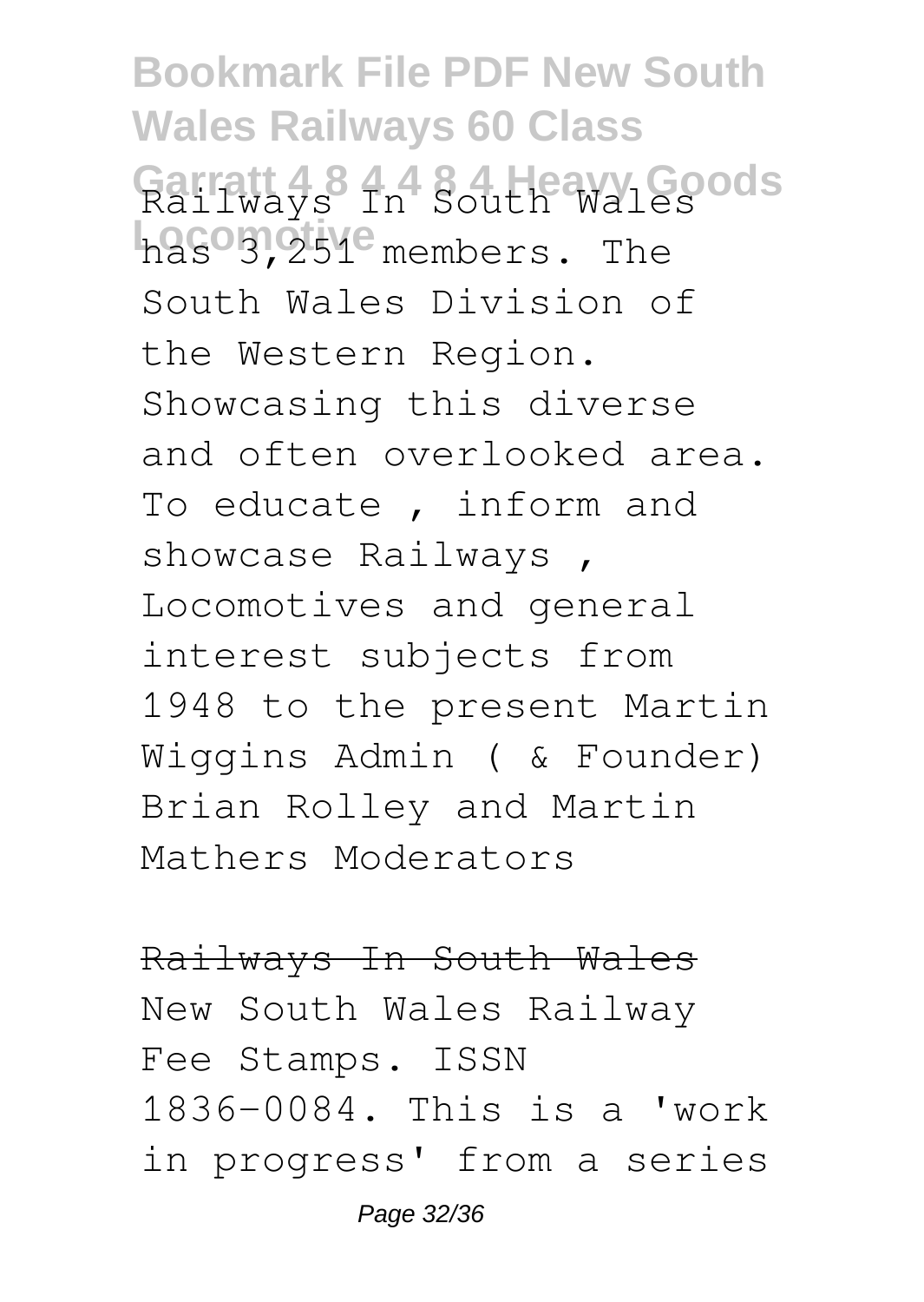Railways In South Wales has 3,251 members. The South Wales Division of the Western Region. Showcasing this diverse and often overlooked area. To educate , inform and showcase Railways , Locomotives and general interest subjects from 1948 to the present Martin Wiggins Admin ( & Founder) Brian Rolley and Martin Mathers Moderators

~~Railways In South Wales~~

New South Wales Railway Fee Stamps. ISSN 1836-0084. This is a 'work in progress' from a series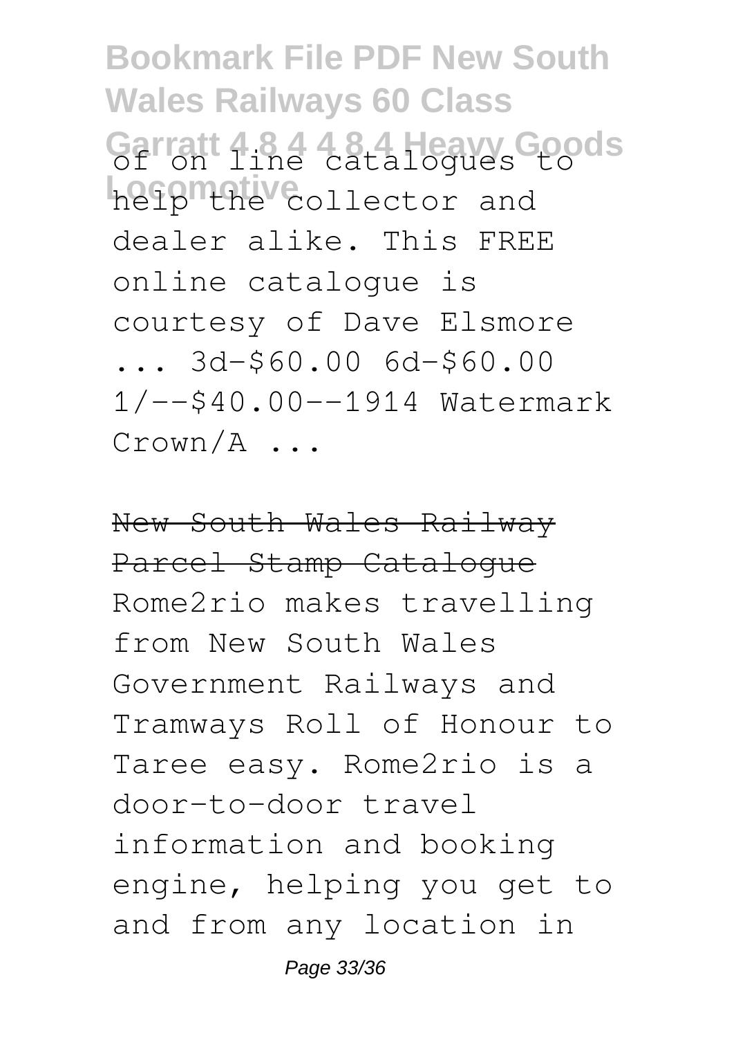of on line catalogues to help the collector and dealer alike. This FREE online catalogue is courtesy of Dave Elsmore ... 3d-$60.00 6d-$60.00 1/--$40.00--1914 Watermark Crown/A ...

~~New South Wales Railway Parcel Stamp Catalogue~~

Rome2rio makes travelling from New South Wales Government Railways and Tramways Roll of Honour to Taree easy. Rome2rio is a door-to-door travel information and booking engine, helping you get to and from any location in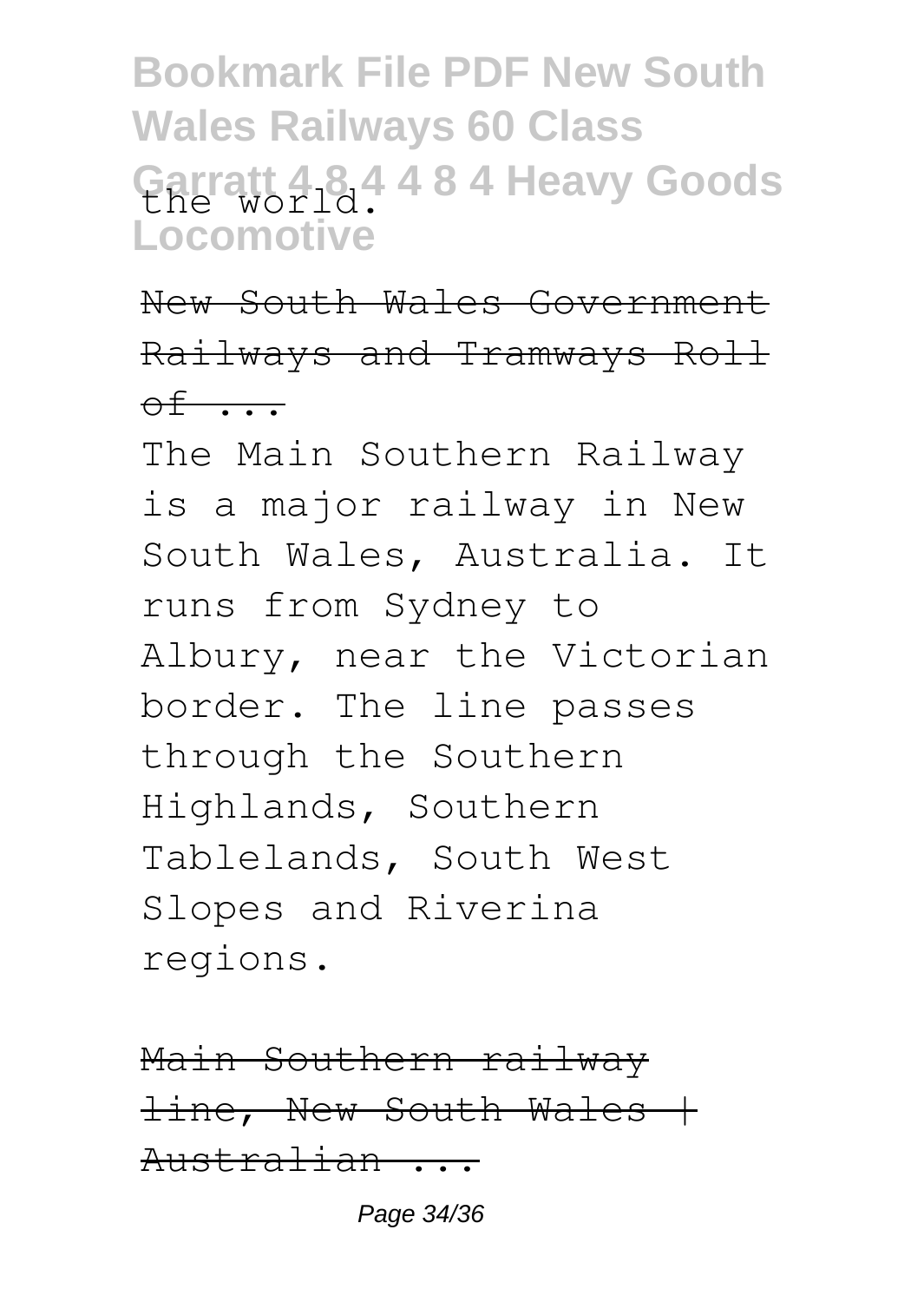the world.

~~New South Wales Government Railways and Tramways Roll of ...~~

The Main Southern Railway is a major railway in New South Wales, Australia. It runs from Sydney to Albury, near the Victorian border. The line passes through the Southern Highlands, Southern Tablelands, South West Slopes and Riverina regions.

~~Main Southern railway line, New South Wales | Australian ...~~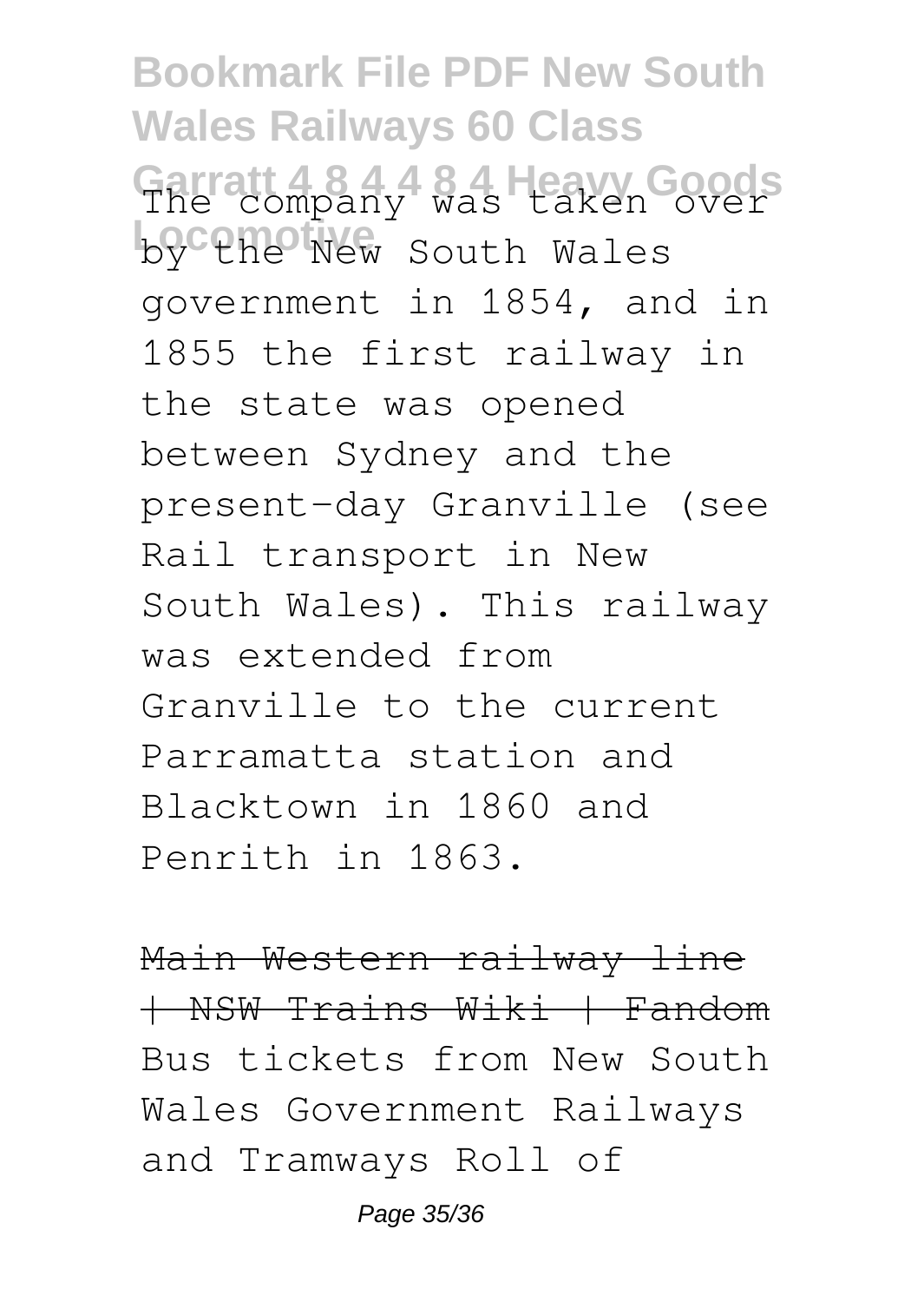The company was taken over by the New South Wales government in 1854, and in 1855 the first railway in the state was opened between Sydney and the present-day Granville (see Rail transport in New South Wales). This railway was extended from Granville to the current Parramatta station and Blacktown in 1860 and Penrith in 1863.

~~Main Western railway line | NSW Trains Wiki | Fandom~~

Bus tickets from New South Wales Government Railways and Tramways Roll of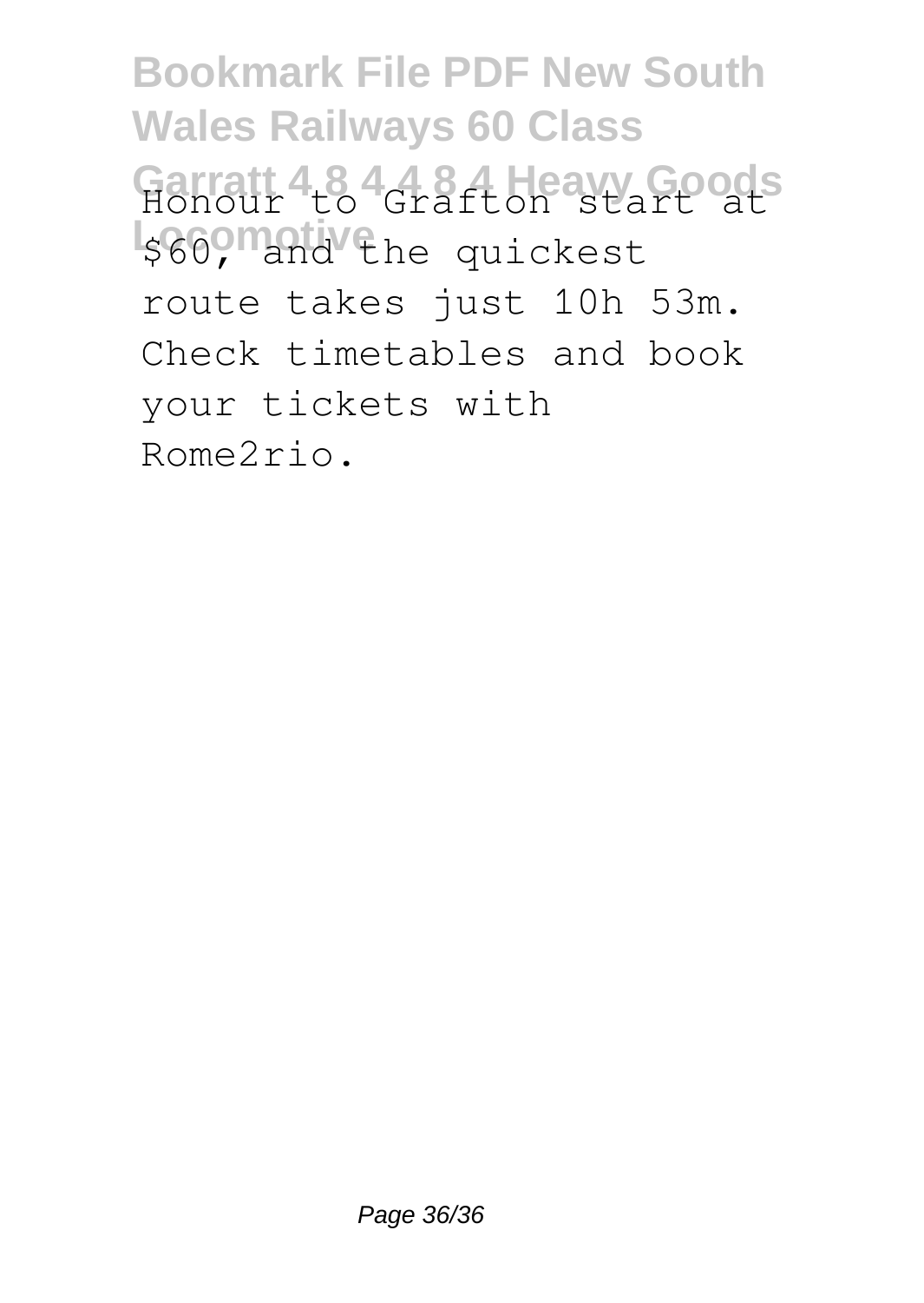Honour to Grafton start at $60, and the quickest route takes just 10h 53m. Check timetables and book your tickets with Rome2rio.